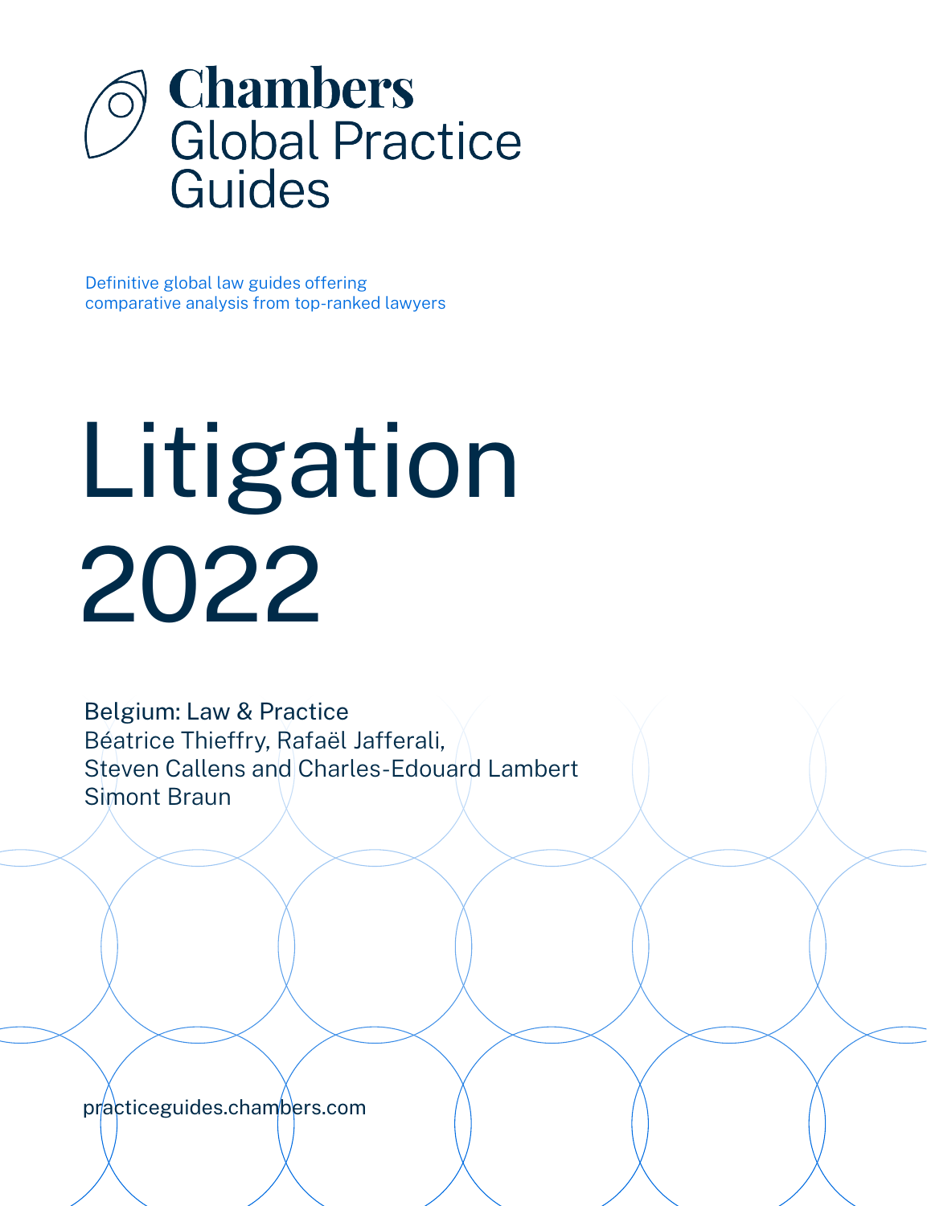# Chambers Global Practice Guides

Definitive global law guides offering comparative analysis from top-ranked lawyers

# Litigation 2022

Belgium: Law & Practice
Béatrice Thieffry, Rafaël Jafferali,
Steven Callens and Charles-Edouard Lambert
Simont Braun

practiceguides.chambers.com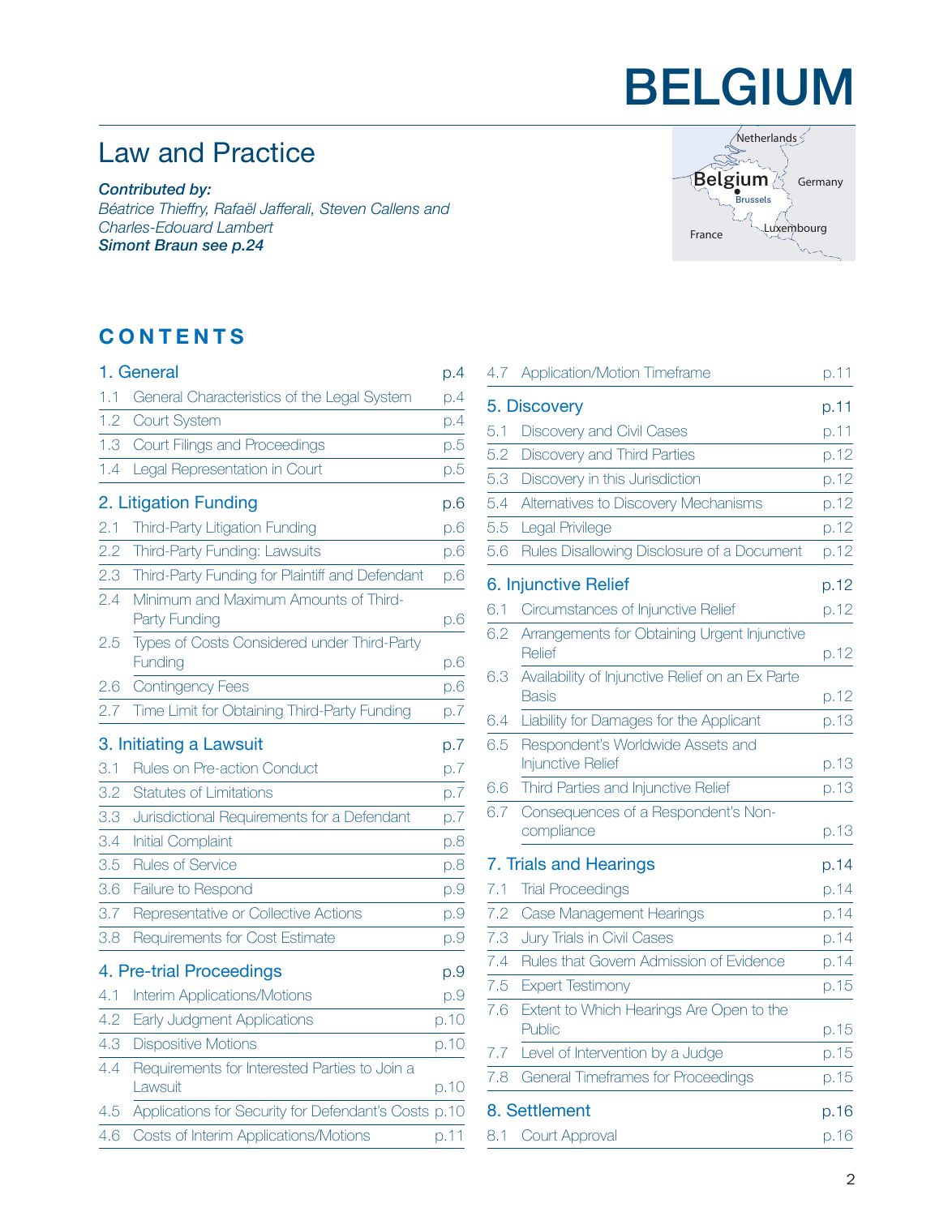# BELGIUM

## Law and Practice

***Contributed by:***
*Béatrice Thieffry, Rafaël Jafferali, Steven Callens and Charles-Edouard Lambert*
***Simont Braun see p.24***

## CONTENTS

**1. General** p.4
- 1.1 General Characteristics of the Legal System p.4
- 1.2 Court System p.4
- 1.3 Court Filings and Proceedings p.5
- 1.4 Legal Representation in Court p.5

**2. Litigation Funding** p.6
- 2.1 Third-Party Litigation Funding p.6
- 2.2 Third-Party Funding: Lawsuits p.6
- 2.3 Third-Party Funding for Plaintiff and Defendant p.6
- 2.4 Minimum and Maximum Amounts of Third-Party Funding p.6
- 2.5 Types of Costs Considered under Third-Party Funding p.6
- 2.6 Contingency Fees p.6
- 2.7 Time Limit for Obtaining Third-Party Funding p.7

**3. Initiating a Lawsuit** p.7
- 3.1 Rules on Pre-action Conduct p.7
- 3.2 Statutes of Limitations p.7
- 3.3 Jurisdictional Requirements for a Defendant p.7
- 3.4 Initial Complaint p.8
- 3.5 Rules of Service p.8
- 3.6 Failure to Respond p.9
- 3.7 Representative or Collective Actions p.9
- 3.8 Requirements for Cost Estimate p.9

**4. Pre-trial Proceedings** p.9
- 4.1 Interim Applications/Motions p.9
- 4.2 Early Judgment Applications p.10
- 4.3 Dispositive Motions p.10
- 4.4 Requirements for Interested Parties to Join a Lawsuit p.10
- 4.5 Applications for Security for Defendant's Costs p.10
- 4.6 Costs of Interim Applications/Motions p.11
- 4.7 Application/Motion Timeframe p.11

**5. Discovery** p.11
- 5.1 Discovery and Civil Cases p.11
- 5.2 Discovery and Third Parties p.12
- 5.3 Discovery in this Jurisdiction p.12
- 5.4 Alternatives to Discovery Mechanisms p.12
- 5.5 Legal Privilege p.12
- 5.6 Rules Disallowing Disclosure of a Document p.12

**6. Injunctive Relief** p.12
- 6.1 Circumstances of Injunctive Relief p.12
- 6.2 Arrangements for Obtaining Urgent Injunctive Relief p.12
- 6.3 Availability of Injunctive Relief on an Ex Parte Basis p.12
- 6.4 Liability for Damages for the Applicant p.13
- 6.5 Respondent's Worldwide Assets and Injunctive Relief p.13
- 6.6 Third Parties and Injunctive Relief p.13
- 6.7 Consequences of a Respondent's Non-compliance p.13

**7. Trials and Hearings** p.14
- 7.1 Trial Proceedings p.14
- 7.2 Case Management Hearings p.14
- 7.3 Jury Trials in Civil Cases p.14
- 7.4 Rules that Govern Admission of Evidence p.14
- 7.5 Expert Testimony p.15
- 7.6 Extent to Which Hearings Are Open to the Public p.15
- 7.7 Level of Intervention by a Judge p.15
- 7.8 General Timeframes for Proceedings p.15

**8. Settlement** p.16
- 8.1 Court Approval p.16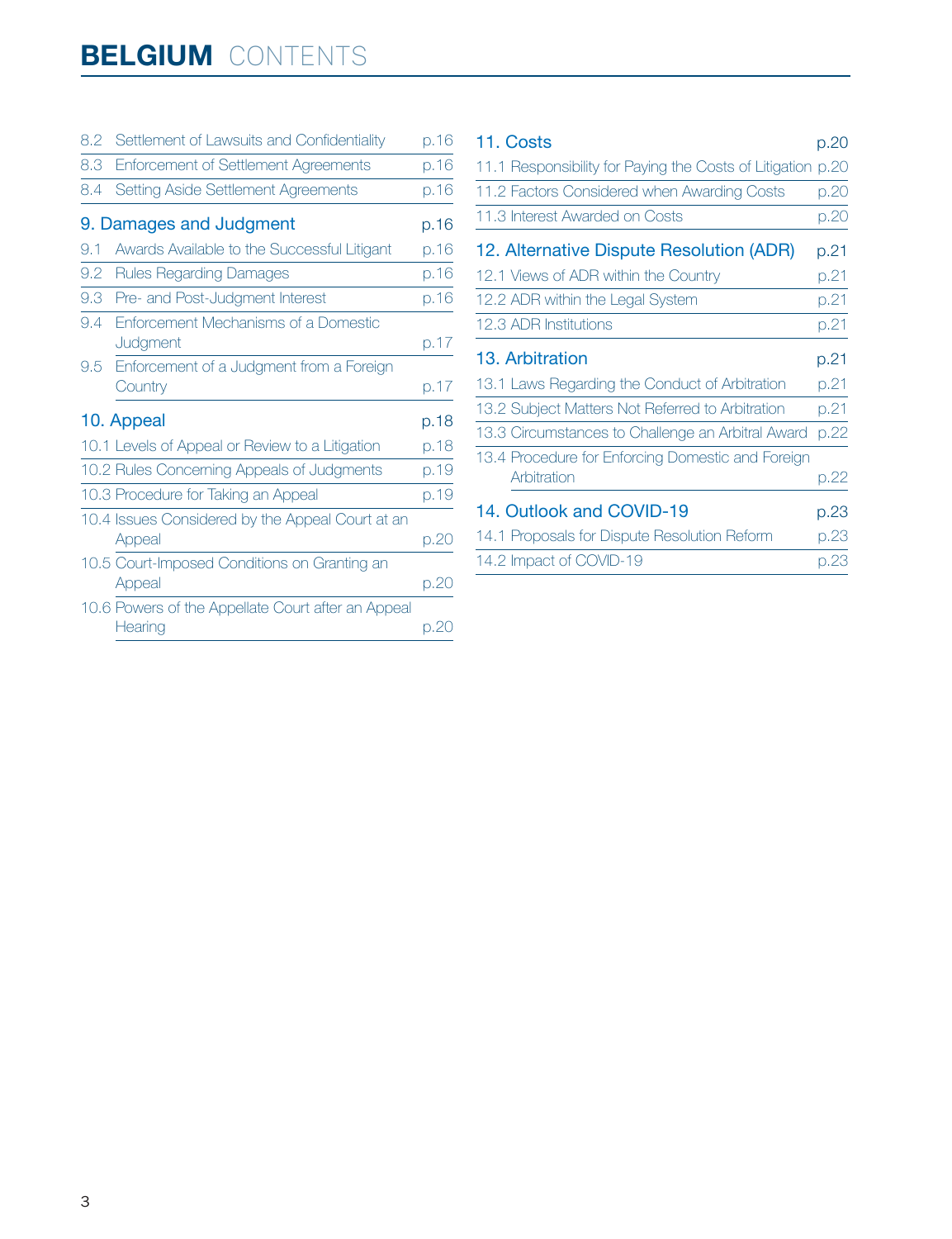# BELGIUM CONTENTS

8.2 Settlement of Lawsuits and Confidentiality p.16

8.3 Enforcement of Settlement Agreements p.16

8.4 Setting Aside Settlement Agreements p.16

**9. Damages and Judgment p.16**

9.1 Awards Available to the Successful Litigant p.16

9.2 Rules Regarding Damages p.16

9.3 Pre- and Post-Judgment Interest p.16

9.4 Enforcement Mechanisms of a Domestic Judgment p.17

9.5 Enforcement of a Judgment from a Foreign Country p.17

**10. Appeal p.18**

10.1 Levels of Appeal or Review to a Litigation p.18

10.2 Rules Concerning Appeals of Judgments p.19

10.3 Procedure for Taking an Appeal p.19

10.4 Issues Considered by the Appeal Court at an Appeal p.20

10.5 Court-Imposed Conditions on Granting an Appeal p.20

10.6 Powers of the Appellate Court after an Appeal Hearing p.20

**11. Costs p.20**

11.1 Responsibility for Paying the Costs of Litigation p.20

11.2 Factors Considered when Awarding Costs p.20

11.3 Interest Awarded on Costs p.20

**12. Alternative Dispute Resolution (ADR) p.21**

12.1 Views of ADR within the Country p.21

12.2 ADR within the Legal System p.21

12.3 ADR Institutions p.21

**13. Arbitration p.21**

13.1 Laws Regarding the Conduct of Arbitration p.21

13.2 Subject Matters Not Referred to Arbitration p.21

13.3 Circumstances to Challenge an Arbitral Award p.22

13.4 Procedure for Enforcing Domestic and Foreign Arbitration p.22

**14. Outlook and COVID-19 p.23**

14.1 Proposals for Dispute Resolution Reform p.23

14.2 Impact of COVID-19 p.23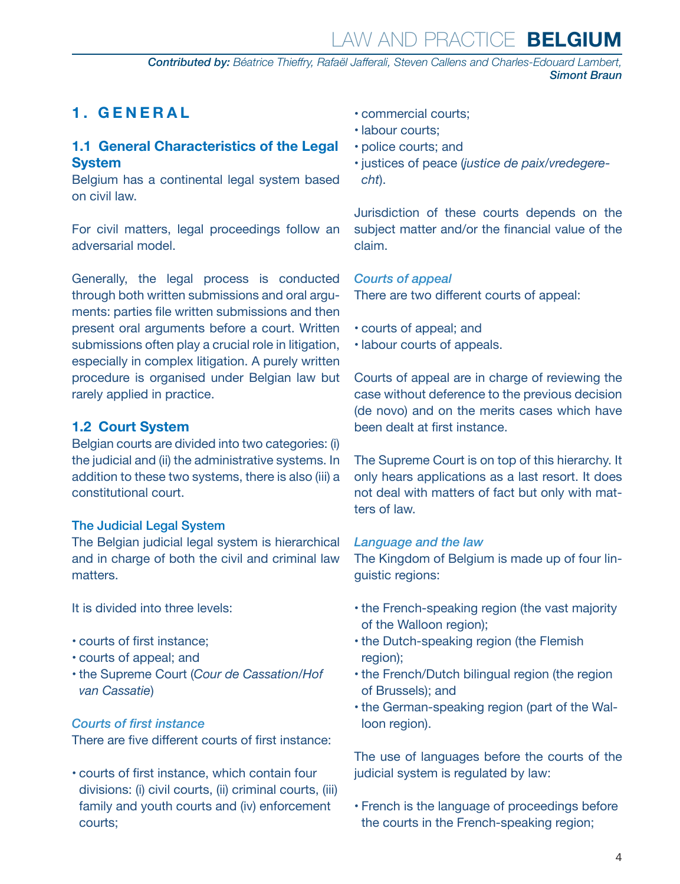# 1. GENERAL

## 1.1 General Characteristics of the Legal System

Belgium has a continental legal system based on civil law.

For civil matters, legal proceedings follow an adversarial model.

Generally, the legal process is conducted through both written submissions and oral arguments: parties file written submissions and then present oral arguments before a court. Written submissions often play a crucial role in litigation, especially in complex litigation. A purely written procedure is organised under Belgian law but rarely applied in practice.

## 1.2 Court System

Belgian courts are divided into two categories: (i) the judicial and (ii) the administrative systems. In addition to these two systems, there is also (iii) a constitutional court.

### The Judicial Legal System

The Belgian judicial legal system is hierarchical and in charge of both the civil and criminal law matters.

It is divided into three levels:

- courts of first instance;
- courts of appeal; and
- the Supreme Court (*Cour de Cassation/Hof van Cassatie*)

#### *Courts of first instance*

There are five different courts of first instance:

- courts of first instance, which contain four divisions: (i) civil courts, (ii) criminal courts, (iii) family and youth courts and (iv) enforcement courts;
- commercial courts;
- labour courts;
- police courts; and
- justices of peace (*justice de paix/vredegerecht*).

Jurisdiction of these courts depends on the subject matter and/or the financial value of the claim.

#### *Courts of appeal*

There are two different courts of appeal:

- courts of appeal; and
- labour courts of appeals.

Courts of appeal are in charge of reviewing the case without deference to the previous decision (de novo) and on the merits cases which have been dealt at first instance.

The Supreme Court is on top of this hierarchy. It only hears applications as a last resort. It does not deal with matters of fact but only with matters of law.

#### *Language and the law*

The Kingdom of Belgium is made up of four linguistic regions:

- the French-speaking region (the vast majority of the Walloon region);
- the Dutch-speaking region (the Flemish region);
- the French/Dutch bilingual region (the region of Brussels); and
- the German-speaking region (part of the Walloon region).

The use of languages before the courts of the judicial system is regulated by law:

- French is the language of proceedings before the courts in the French-speaking region;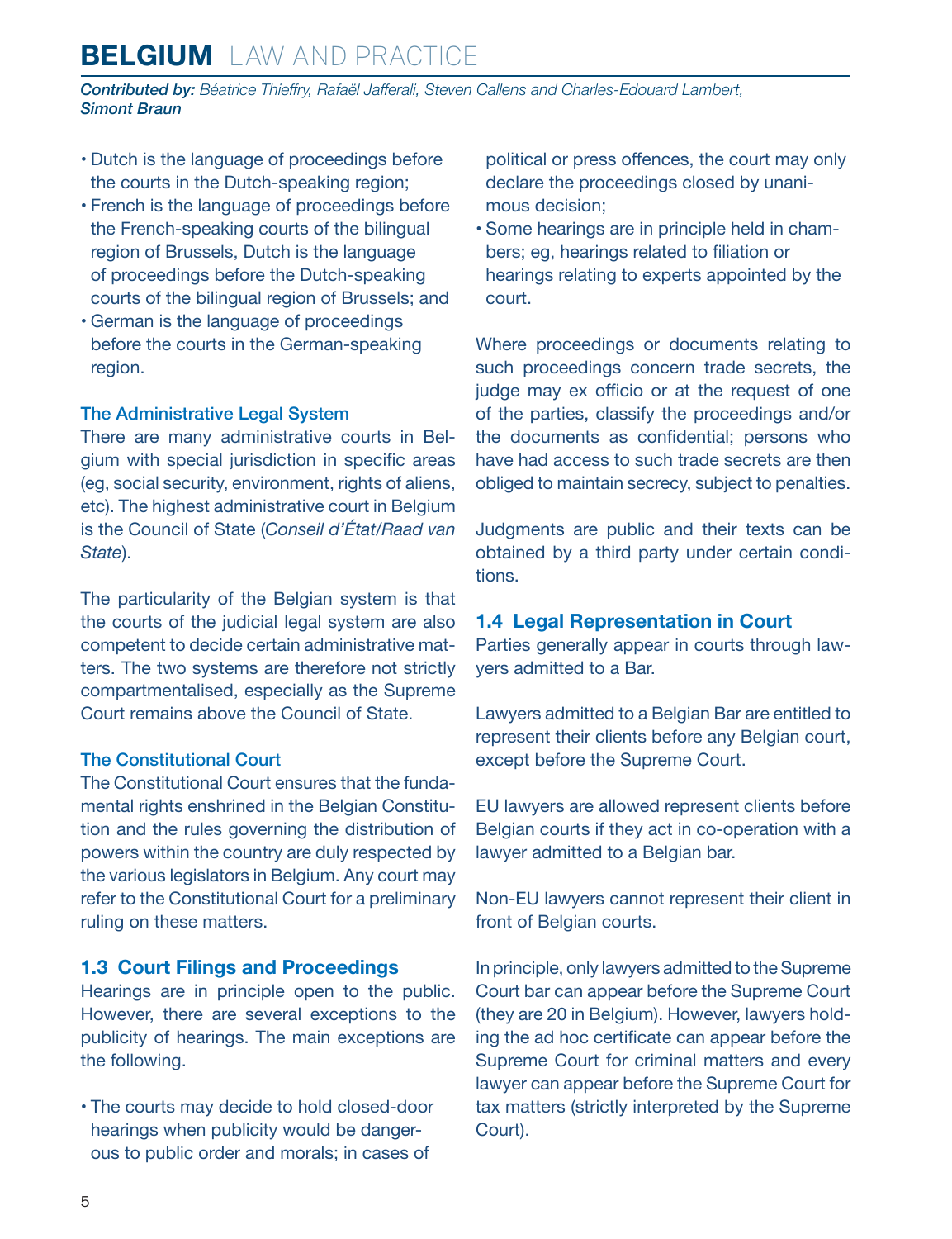- Dutch is the language of proceedings before the courts in the Dutch-speaking region;
- French is the language of proceedings before the French-speaking courts of the bilingual region of Brussels, Dutch is the language of proceedings before the Dutch-speaking courts of the bilingual region of Brussels; and
- German is the language of proceedings before the courts in the German-speaking region.

### The Administrative Legal System

There are many administrative courts in Belgium with special jurisdiction in specific areas (eg, social security, environment, rights of aliens, etc). The highest administrative court in Belgium is the Council of State (*Conseil d'État/Raad van State*).

The particularity of the Belgian system is that the courts of the judicial legal system are also competent to decide certain administrative matters. The two systems are therefore not strictly compartmentalised, especially as the Supreme Court remains above the Council of State.

### The Constitutional Court

The Constitutional Court ensures that the fundamental rights enshrined in the Belgian Constitution and the rules governing the distribution of powers within the country are duly respected by the various legislators in Belgium. Any court may refer to the Constitutional Court for a preliminary ruling on these matters.

## 1.3 Court Filings and Proceedings

Hearings are in principle open to the public. However, there are several exceptions to the publicity of hearings. The main exceptions are the following.

- The courts may decide to hold closed-door hearings when publicity would be dangerous to public order and morals; in cases of political or press offences, the court may only declare the proceedings closed by unanimous decision;
- Some hearings are in principle held in chambers; eg, hearings related to filiation or hearings relating to experts appointed by the court.

Where proceedings or documents relating to such proceedings concern trade secrets, the judge may ex officio or at the request of one of the parties, classify the proceedings and/or the documents as confidential; persons who have had access to such trade secrets are then obliged to maintain secrecy, subject to penalties.

Judgments are public and their texts can be obtained by a third party under certain conditions.

## 1.4 Legal Representation in Court

Parties generally appear in courts through lawyers admitted to a Bar.

Lawyers admitted to a Belgian Bar are entitled to represent their clients before any Belgian court, except before the Supreme Court.

EU lawyers are allowed represent clients before Belgian courts if they act in co-operation with a lawyer admitted to a Belgian bar.

Non-EU lawyers cannot represent their client in front of Belgian courts.

In principle, only lawyers admitted to the Supreme Court bar can appear before the Supreme Court (they are 20 in Belgium). However, lawyers holding the ad hoc certificate can appear before the Supreme Court for criminal matters and every lawyer can appear before the Supreme Court for tax matters (strictly interpreted by the Supreme Court).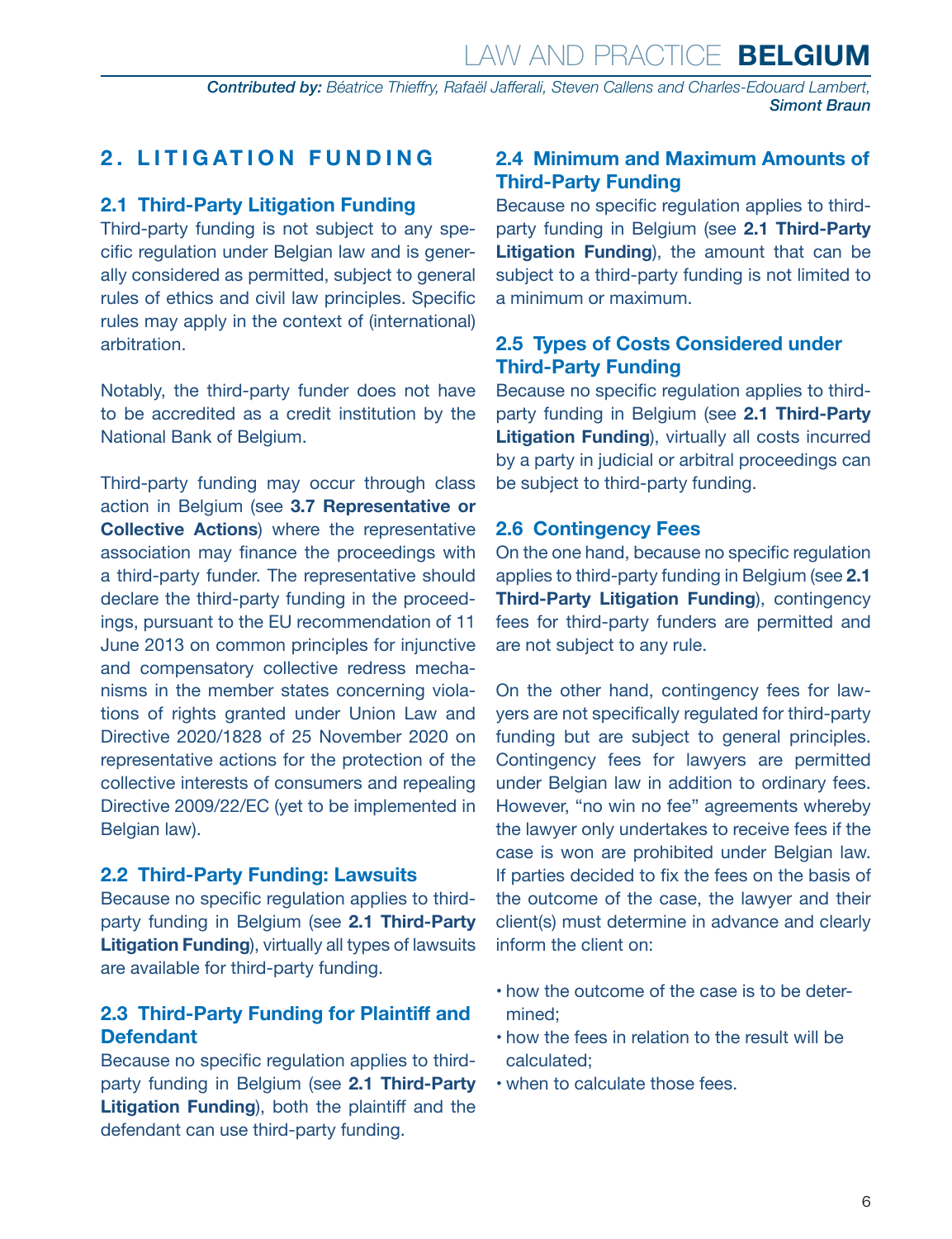## 2. LITIGATION FUNDING

### 2.1 Third-Party Litigation Funding

Third-party funding is not subject to any specific regulation under Belgian law and is generally considered as permitted, subject to general rules of ethics and civil law principles. Specific rules may apply in the context of (international) arbitration.

Notably, the third-party funder does not have to be accredited as a credit institution by the National Bank of Belgium.

Third-party funding may occur through class action in Belgium (see **3.7 Representative or Collective Actions**) where the representative association may finance the proceedings with a third-party funder. The representative should declare the third-party funding in the proceedings, pursuant to the EU recommendation of 11 June 2013 on common principles for injunctive and compensatory collective redress mechanisms in the member states concerning violations of rights granted under Union Law and Directive 2020/1828 of 25 November 2020 on representative actions for the protection of the collective interests of consumers and repealing Directive 2009/22/EC (yet to be implemented in Belgian law).

### 2.2 Third-Party Funding: Lawsuits

Because no specific regulation applies to third-party funding in Belgium (see **2.1 Third-Party Litigation Funding**), virtually all types of lawsuits are available for third-party funding.

### 2.3 Third-Party Funding for Plaintiff and Defendant

Because no specific regulation applies to third-party funding in Belgium (see **2.1 Third-Party Litigation Funding**), both the plaintiff and the defendant can use third-party funding.

### 2.4 Minimum and Maximum Amounts of Third-Party Funding

Because no specific regulation applies to third-party funding in Belgium (see **2.1 Third-Party Litigation Funding**), the amount that can be subject to a third-party funding is not limited to a minimum or maximum.

### 2.5 Types of Costs Considered under Third-Party Funding

Because no specific regulation applies to third-party funding in Belgium (see **2.1 Third-Party Litigation Funding**), virtually all costs incurred by a party in judicial or arbitral proceedings can be subject to third-party funding.

### 2.6 Contingency Fees

On the one hand, because no specific regulation applies to third-party funding in Belgium (see **2.1 Third-Party Litigation Funding**), contingency fees for third-party funders are permitted and are not subject to any rule.

On the other hand, contingency fees for lawyers are not specifically regulated for third-party funding but are subject to general principles. Contingency fees for lawyers are permitted under Belgian law in addition to ordinary fees. However, "no win no fee" agreements whereby the lawyer only undertakes to receive fees if the case is won are prohibited under Belgian law. If parties decided to fix the fees on the basis of the outcome of the case, the lawyer and their client(s) must determine in advance and clearly inform the client on:

- how the outcome of the case is to be determined;
- how the fees in relation to the result will be calculated;
- when to calculate those fees.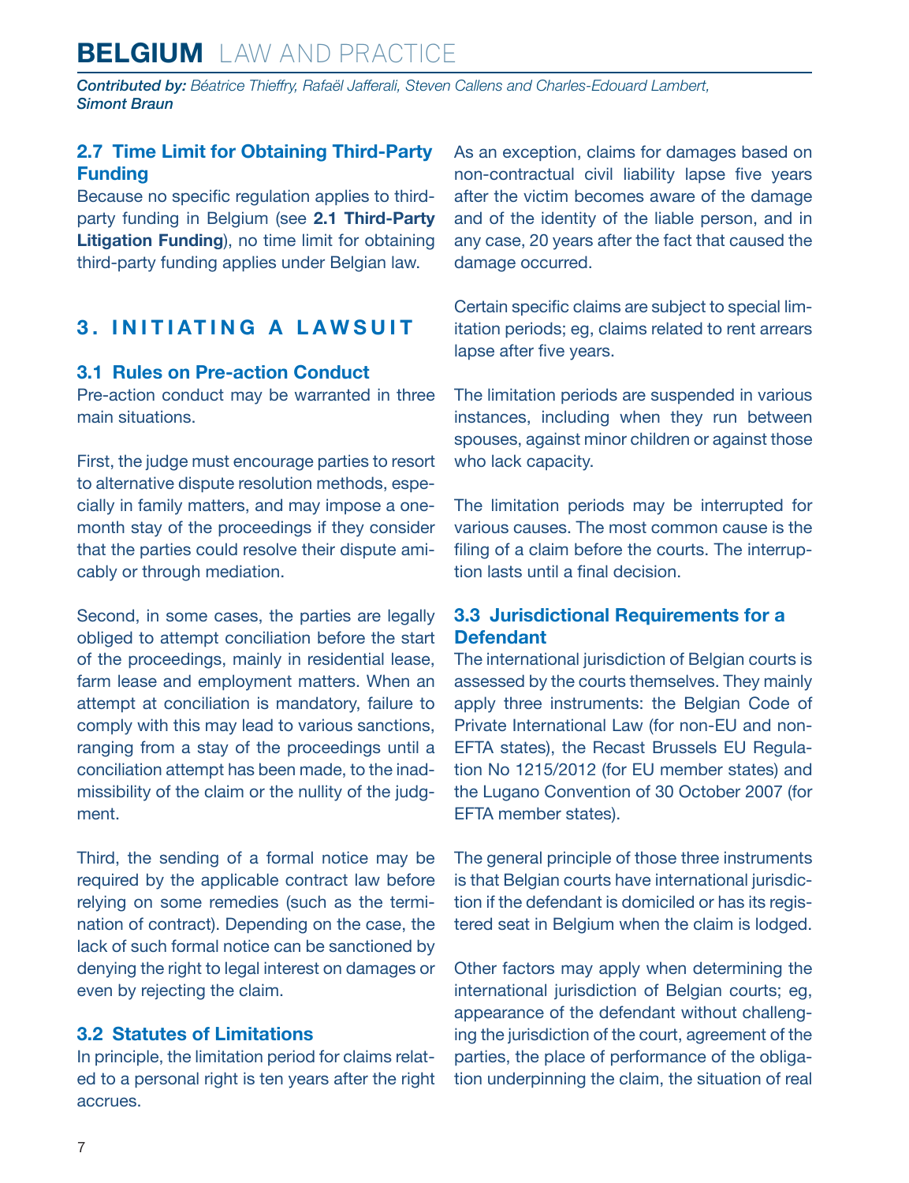### 2.7 Time Limit for Obtaining Third-Party Funding

Because no specific regulation applies to third-party funding in Belgium (see **2.1 Third-Party Litigation Funding**), no time limit for obtaining third-party funding applies under Belgian law.

## 3. INITIATING A LAWSUIT

### 3.1 Rules on Pre-action Conduct

Pre-action conduct may be warranted in three main situations.

First, the judge must encourage parties to resort to alternative dispute resolution methods, especially in family matters, and may impose a one-month stay of the proceedings if they consider that the parties could resolve their dispute amicably or through mediation.

Second, in some cases, the parties are legally obliged to attempt conciliation before the start of the proceedings, mainly in residential lease, farm lease and employment matters. When an attempt at conciliation is mandatory, failure to comply with this may lead to various sanctions, ranging from a stay of the proceedings until a conciliation attempt has been made, to the inadmissibility of the claim or the nullity of the judgment.

Third, the sending of a formal notice may be required by the applicable contract law before relying on some remedies (such as the termination of contract). Depending on the case, the lack of such formal notice can be sanctioned by denying the right to legal interest on damages or even by rejecting the claim.

### 3.2 Statutes of Limitations

In principle, the limitation period for claims related to a personal right is ten years after the right accrues.

As an exception, claims for damages based on non-contractual civil liability lapse five years after the victim becomes aware of the damage and of the identity of the liable person, and in any case, 20 years after the fact that caused the damage occurred.

Certain specific claims are subject to special limitation periods; eg, claims related to rent arrears lapse after five years.

The limitation periods are suspended in various instances, including when they run between spouses, against minor children or against those who lack capacity.

The limitation periods may be interrupted for various causes. The most common cause is the filing of a claim before the courts. The interruption lasts until a final decision.

### 3.3 Jurisdictional Requirements for a Defendant

The international jurisdiction of Belgian courts is assessed by the courts themselves. They mainly apply three instruments: the Belgian Code of Private International Law (for non-EU and non-EFTA states), the Recast Brussels EU Regulation No 1215/2012 (for EU member states) and the Lugano Convention of 30 October 2007 (for EFTA member states).

The general principle of those three instruments is that Belgian courts have international jurisdiction if the defendant is domiciled or has its registered seat in Belgium when the claim is lodged.

Other factors may apply when determining the international jurisdiction of Belgian courts; eg, appearance of the defendant without challenging the jurisdiction of the court, agreement of the parties, the place of performance of the obligation underpinning the claim, the situation of real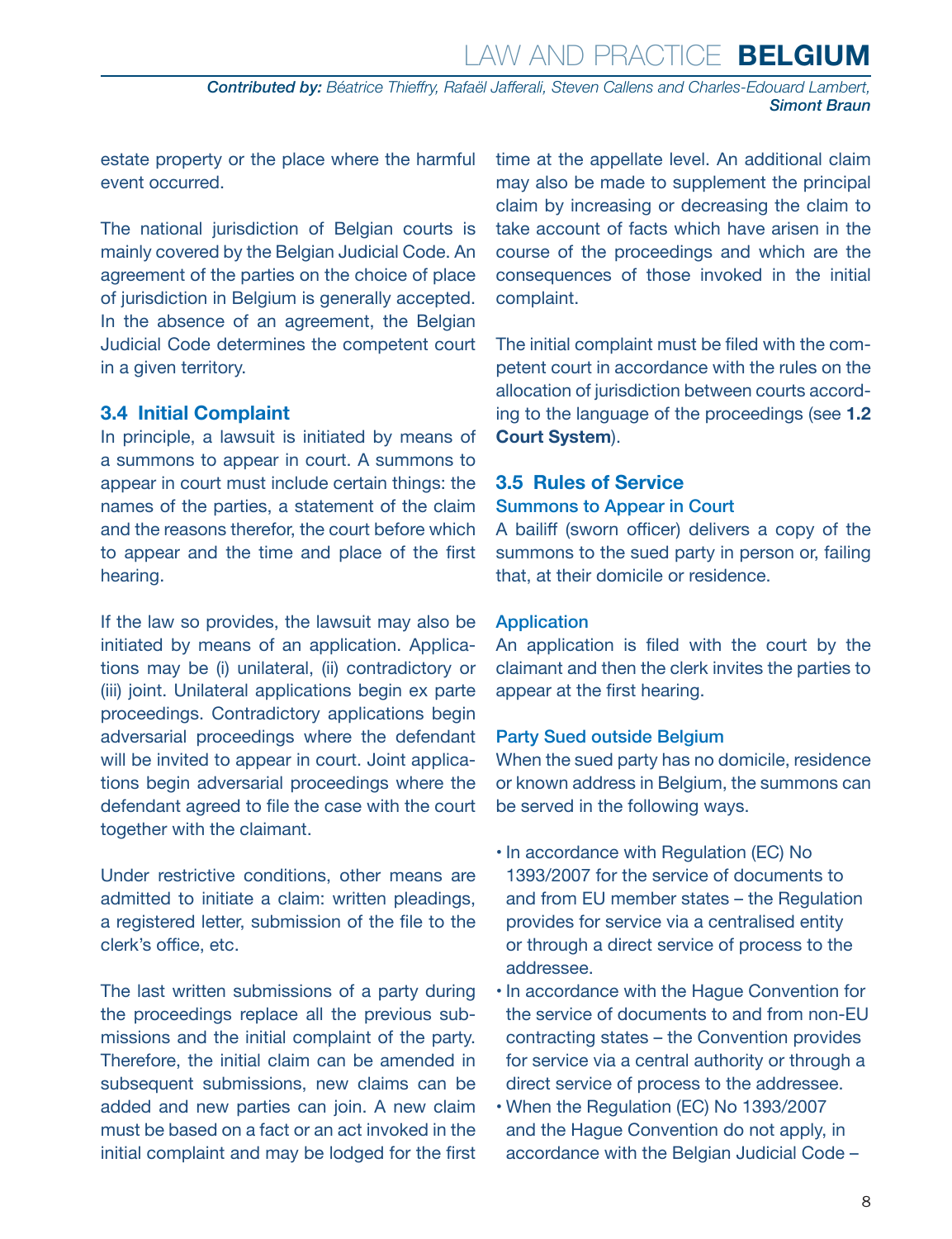estate property or the place where the harmful event occurred.

The national jurisdiction of Belgian courts is mainly covered by the Belgian Judicial Code. An agreement of the parties on the choice of place of jurisdiction in Belgium is generally accepted. In the absence of an agreement, the Belgian Judicial Code determines the competent court in a given territory.

## 3.4 Initial Complaint

In principle, a lawsuit is initiated by means of a summons to appear in court. A summons to appear in court must include certain things: the names of the parties, a statement of the claim and the reasons therefor, the court before which to appear and the time and place of the first hearing.

If the law so provides, the lawsuit may also be initiated by means of an application. Applications may be (i) unilateral, (ii) contradictory or (iii) joint. Unilateral applications begin ex parte proceedings. Contradictory applications begin adversarial proceedings where the defendant will be invited to appear in court. Joint applications begin adversarial proceedings where the defendant agreed to file the case with the court together with the claimant.

Under restrictive conditions, other means are admitted to initiate a claim: written pleadings, a registered letter, submission of the file to the clerk's office, etc.

The last written submissions of a party during the proceedings replace all the previous submissions and the initial complaint of the party. Therefore, the initial claim can be amended in subsequent submissions, new claims can be added and new parties can join. A new claim must be based on a fact or an act invoked in the initial complaint and may be lodged for the first time at the appellate level. An additional claim may also be made to supplement the principal claim by increasing or decreasing the claim to take account of facts which have arisen in the course of the proceedings and which are the consequences of those invoked in the initial complaint.

The initial complaint must be filed with the competent court in accordance with the rules on the allocation of jurisdiction between courts according to the language of the proceedings (see **1.2 Court System**).

## 3.5 Rules of Service

### Summons to Appear in Court

A bailiff (sworn officer) delivers a copy of the summons to the sued party in person or, failing that, at their domicile or residence.

### Application

An application is filed with the court by the claimant and then the clerk invites the parties to appear at the first hearing.

### Party Sued outside Belgium

When the sued party has no domicile, residence or known address in Belgium, the summons can be served in the following ways.

- In accordance with Regulation (EC) No 1393/2007 for the service of documents to and from EU member states – the Regulation provides for service via a centralised entity or through a direct service of process to the addressee.
- In accordance with the Hague Convention for the service of documents to and from non-EU contracting states – the Convention provides for service via a central authority or through a direct service of process to the addressee.
- When the Regulation (EC) No 1393/2007 and the Hague Convention do not apply, in accordance with the Belgian Judicial Code –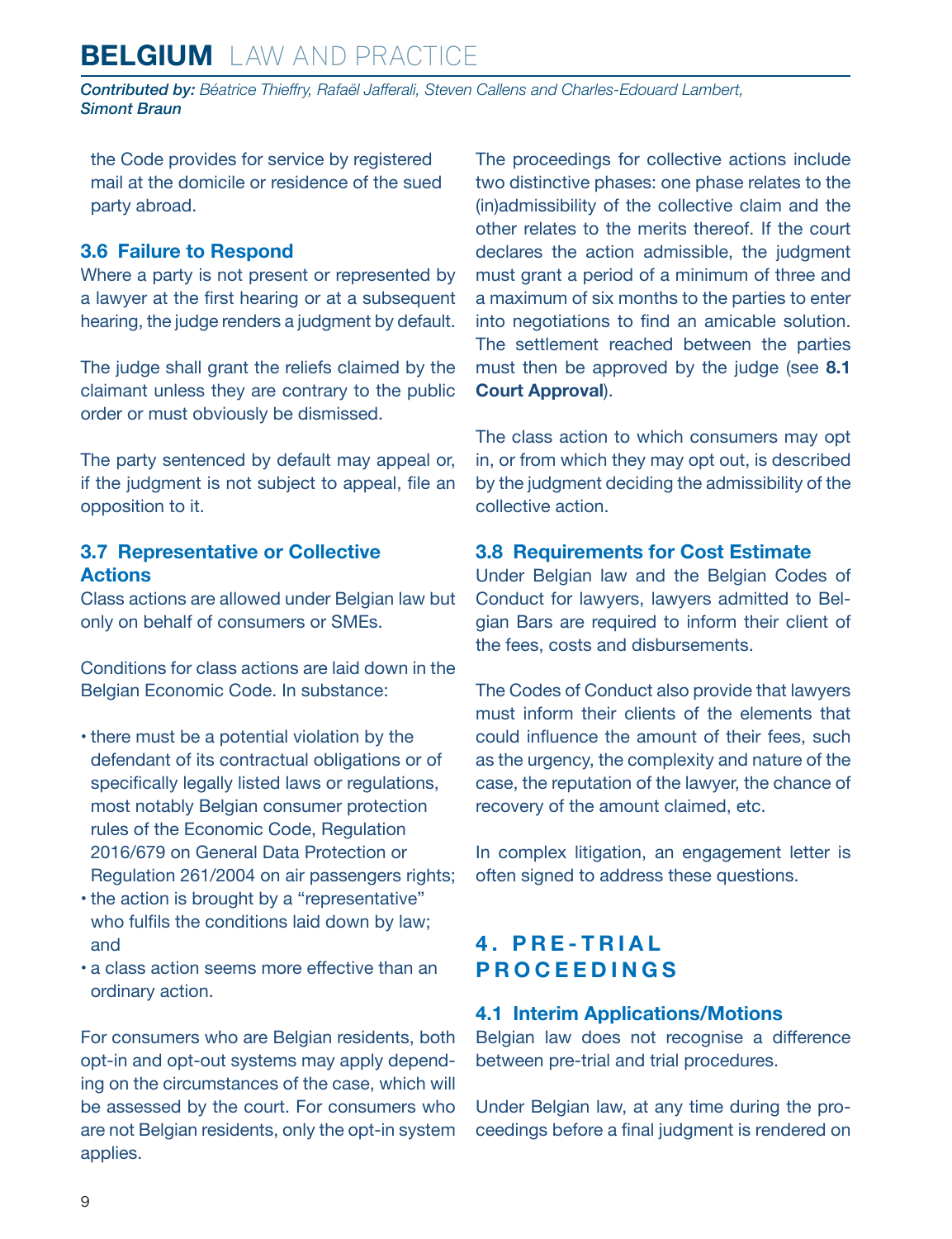the Code provides for service by registered mail at the domicile or residence of the sued party abroad.

### 3.6 Failure to Respond

Where a party is not present or represented by a lawyer at the first hearing or at a subsequent hearing, the judge renders a judgment by default.

The judge shall grant the reliefs claimed by the claimant unless they are contrary to the public order or must obviously be dismissed.

The party sentenced by default may appeal or, if the judgment is not subject to appeal, file an opposition to it.

### 3.7 Representative or Collective Actions

Class actions are allowed under Belgian law but only on behalf of consumers or SMEs.

Conditions for class actions are laid down in the Belgian Economic Code. In substance:

- there must be a potential violation by the defendant of its contractual obligations or of specifically legally listed laws or regulations, most notably Belgian consumer protection rules of the Economic Code, Regulation 2016/679 on General Data Protection or Regulation 261/2004 on air passengers rights;
- the action is brought by a "representative" who fulfils the conditions laid down by law; and
- a class action seems more effective than an ordinary action.

For consumers who are Belgian residents, both opt-in and opt-out systems may apply depending on the circumstances of the case, which will be assessed by the court. For consumers who are not Belgian residents, only the opt-in system applies.

The proceedings for collective actions include two distinctive phases: one phase relates to the (in)admissibility of the collective claim and the other relates to the merits thereof. If the court declares the action admissible, the judgment must grant a period of a minimum of three and a maximum of six months to the parties to enter into negotiations to find an amicable solution. The settlement reached between the parties must then be approved by the judge (see **8.1 Court Approval**).

The class action to which consumers may opt in, or from which they may opt out, is described by the judgment deciding the admissibility of the collective action.

### 3.8 Requirements for Cost Estimate

Under Belgian law and the Belgian Codes of Conduct for lawyers, lawyers admitted to Belgian Bars are required to inform their client of the fees, costs and disbursements.

The Codes of Conduct also provide that lawyers must inform their clients of the elements that could influence the amount of their fees, such as the urgency, the complexity and nature of the case, the reputation of the lawyer, the chance of recovery of the amount claimed, etc.

In complex litigation, an engagement letter is often signed to address these questions.

## 4. PRE-TRIAL PROCEEDINGS

### 4.1 Interim Applications/Motions

Belgian law does not recognise a difference between pre-trial and trial procedures.

Under Belgian law, at any time during the proceedings before a final judgment is rendered on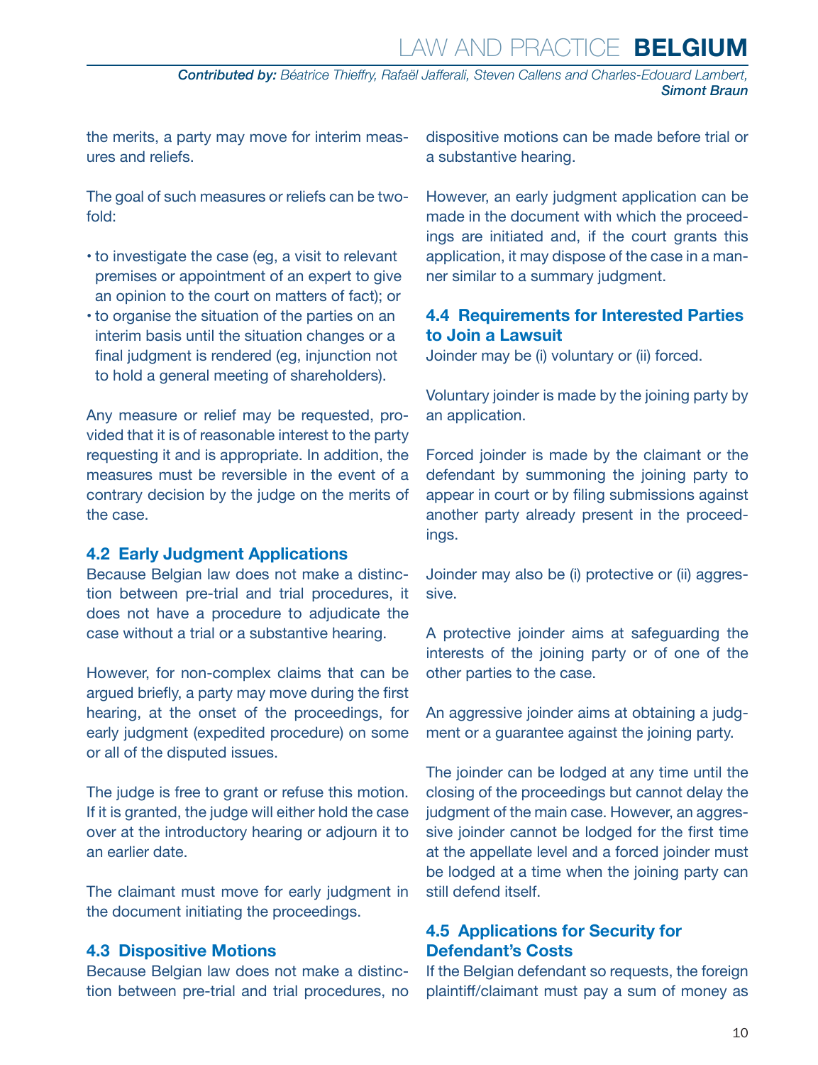the merits, a party may move for interim measures and reliefs.

The goal of such measures or reliefs can be twofold:

- to investigate the case (eg, a visit to relevant premises or appointment of an expert to give an opinion to the court on matters of fact); or
- to organise the situation of the parties on an interim basis until the situation changes or a final judgment is rendered (eg, injunction not to hold a general meeting of shareholders).

Any measure or relief may be requested, provided that it is of reasonable interest to the party requesting it and is appropriate. In addition, the measures must be reversible in the event of a contrary decision by the judge on the merits of the case.

### 4.2 Early Judgment Applications

Because Belgian law does not make a distinction between pre-trial and trial procedures, it does not have a procedure to adjudicate the case without a trial or a substantive hearing.

However, for non-complex claims that can be argued briefly, a party may move during the first hearing, at the onset of the proceedings, for early judgment (expedited procedure) on some or all of the disputed issues.

The judge is free to grant or refuse this motion. If it is granted, the judge will either hold the case over at the introductory hearing or adjourn it to an earlier date.

The claimant must move for early judgment in the document initiating the proceedings.

### 4.3 Dispositive Motions

Because Belgian law does not make a distinction between pre-trial and trial procedures, no dispositive motions can be made before trial or a substantive hearing.

However, an early judgment application can be made in the document with which the proceedings are initiated and, if the court grants this application, it may dispose of the case in a manner similar to a summary judgment.

### 4.4 Requirements for Interested Parties to Join a Lawsuit

Joinder may be (i) voluntary or (ii) forced.

Voluntary joinder is made by the joining party by an application.

Forced joinder is made by the claimant or the defendant by summoning the joining party to appear in court or by filing submissions against another party already present in the proceedings.

Joinder may also be (i) protective or (ii) aggressive.

A protective joinder aims at safeguarding the interests of the joining party or of one of the other parties to the case.

An aggressive joinder aims at obtaining a judgment or a guarantee against the joining party.

The joinder can be lodged at any time until the closing of the proceedings but cannot delay the judgment of the main case. However, an aggressive joinder cannot be lodged for the first time at the appellate level and a forced joinder must be lodged at a time when the joining party can still defend itself.

### 4.5 Applications for Security for Defendant's Costs

If the Belgian defendant so requests, the foreign plaintiff/claimant must pay a sum of money as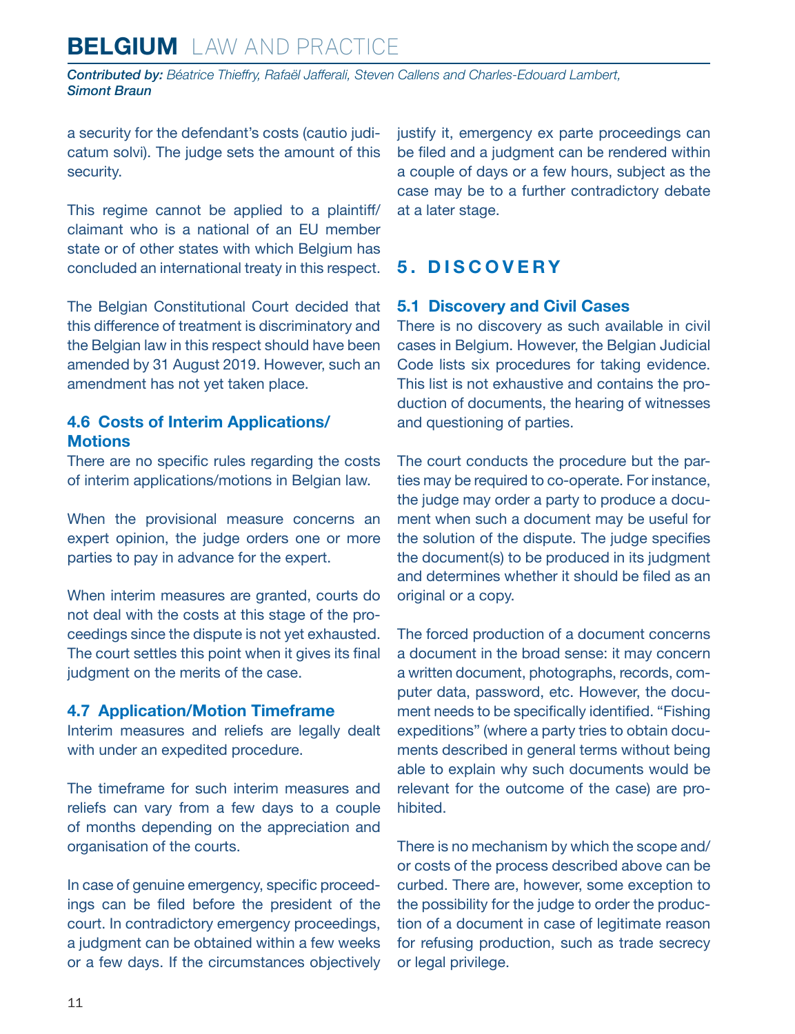a security for the defendant's costs (cautio judicatum solvi). The judge sets the amount of this security.

This regime cannot be applied to a plaintiff/claimant who is a national of an EU member state or of other states with which Belgium has concluded an international treaty in this respect.

The Belgian Constitutional Court decided that this difference of treatment is discriminatory and the Belgian law in this respect should have been amended by 31 August 2019. However, such an amendment has not yet taken place.

### 4.6 Costs of Interim Applications/Motions

There are no specific rules regarding the costs of interim applications/motions in Belgian law.

When the provisional measure concerns an expert opinion, the judge orders one or more parties to pay in advance for the expert.

When interim measures are granted, courts do not deal with the costs at this stage of the proceedings since the dispute is not yet exhausted. The court settles this point when it gives its final judgment on the merits of the case.

### 4.7 Application/Motion Timeframe

Interim measures and reliefs are legally dealt with under an expedited procedure.

The timeframe for such interim measures and reliefs can vary from a few days to a couple of months depending on the appreciation and organisation of the courts.

In case of genuine emergency, specific proceedings can be filed before the president of the court. In contradictory emergency proceedings, a judgment can be obtained within a few weeks or a few days. If the circumstances objectively justify it, emergency ex parte proceedings can be filed and a judgment can be rendered within a couple of days or a few hours, subject as the case may be to a further contradictory debate at a later stage.

## 5. DISCOVERY

### 5.1 Discovery and Civil Cases

There is no discovery as such available in civil cases in Belgium. However, the Belgian Judicial Code lists six procedures for taking evidence. This list is not exhaustive and contains the production of documents, the hearing of witnesses and questioning of parties.

The court conducts the procedure but the parties may be required to co-operate. For instance, the judge may order a party to produce a document when such a document may be useful for the solution of the dispute. The judge specifies the document(s) to be produced in its judgment and determines whether it should be filed as an original or a copy.

The forced production of a document concerns a document in the broad sense: it may concern a written document, photographs, records, computer data, password, etc. However, the document needs to be specifically identified. "Fishing expeditions" (where a party tries to obtain documents described in general terms without being able to explain why such documents would be relevant for the outcome of the case) are prohibited.

There is no mechanism by which the scope and/or costs of the process described above can be curbed. There are, however, some exception to the possibility for the judge to order the production of a document in case of legitimate reason for refusing production, such as trade secrecy or legal privilege.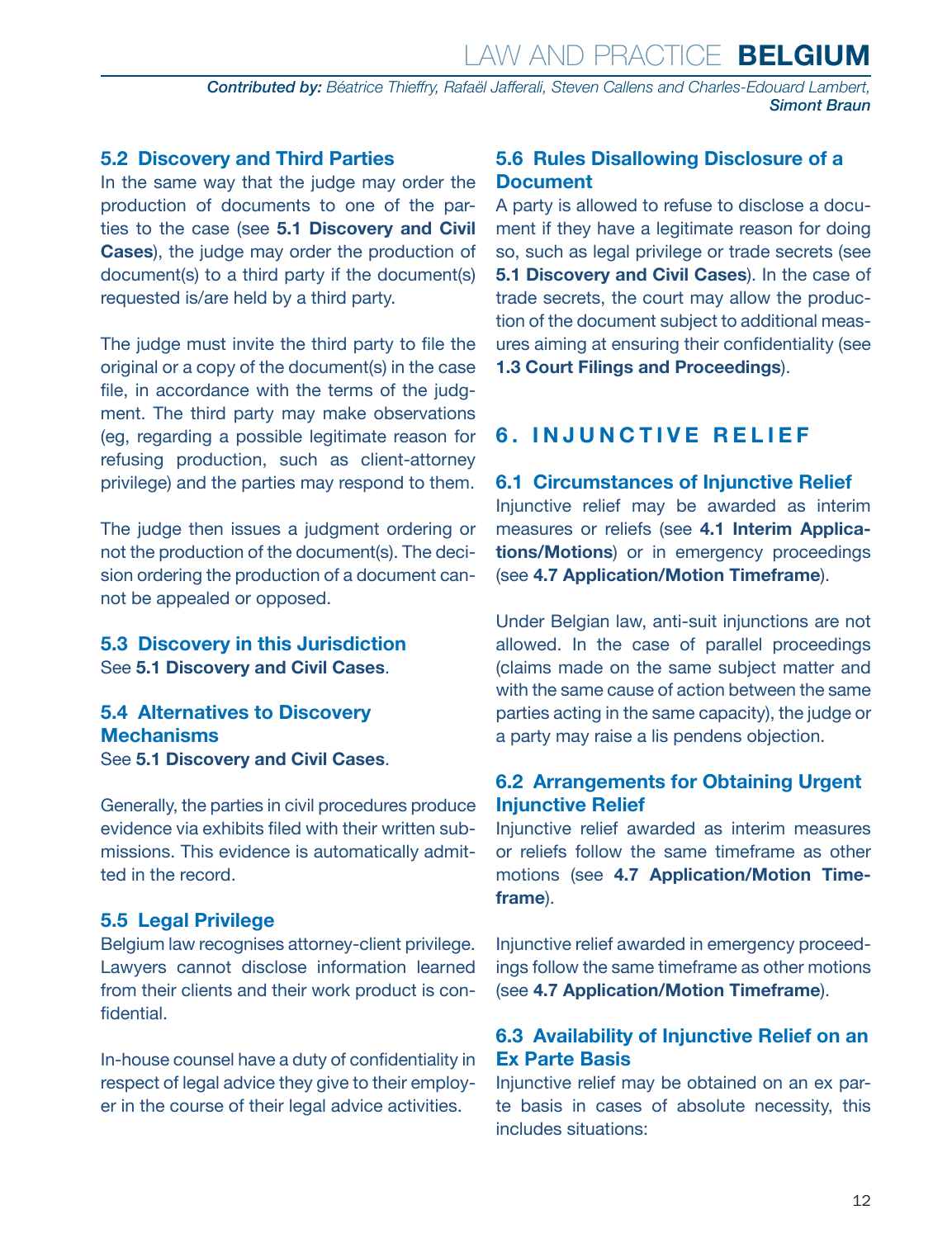### 5.2 Discovery and Third Parties

In the same way that the judge may order the production of documents to one of the parties to the case (see **5.1 Discovery and Civil Cases**), the judge may order the production of document(s) to a third party if the document(s) requested is/are held by a third party.

The judge must invite the third party to file the original or a copy of the document(s) in the case file, in accordance with the terms of the judgment. The third party may make observations (eg, regarding a possible legitimate reason for refusing production, such as client-attorney privilege) and the parties may respond to them.

The judge then issues a judgment ordering or not the production of the document(s). The decision ordering the production of a document cannot be appealed or opposed.

### 5.3 Discovery in this Jurisdiction

See **5.1 Discovery and Civil Cases**.

### 5.4 Alternatives to Discovery Mechanisms

See **5.1 Discovery and Civil Cases**.

Generally, the parties in civil procedures produce evidence via exhibits filed with their written submissions. This evidence is automatically admitted in the record.

### 5.5 Legal Privilege

Belgium law recognises attorney-client privilege. Lawyers cannot disclose information learned from their clients and their work product is confidential.

In-house counsel have a duty of confidentiality in respect of legal advice they give to their employer in the course of their legal advice activities.

### 5.6 Rules Disallowing Disclosure of a Document

A party is allowed to refuse to disclose a document if they have a legitimate reason for doing so, such as legal privilege or trade secrets (see **5.1 Discovery and Civil Cases**). In the case of trade secrets, the court may allow the production of the document subject to additional measures aiming at ensuring their confidentiality (see **1.3 Court Filings and Proceedings**).

## 6. INJUNCTIVE RELIEF

### 6.1 Circumstances of Injunctive Relief

Injunctive relief may be awarded as interim measures or reliefs (see **4.1 Interim Applications/Motions**) or in emergency proceedings (see **4.7 Application/Motion Timeframe**).

Under Belgian law, anti-suit injunctions are not allowed. In the case of parallel proceedings (claims made on the same subject matter and with the same cause of action between the same parties acting in the same capacity), the judge or a party may raise a lis pendens objection.

### 6.2 Arrangements for Obtaining Urgent Injunctive Relief

Injunctive relief awarded as interim measures or reliefs follow the same timeframe as other motions (see **4.7 Application/Motion Timeframe**).

Injunctive relief awarded in emergency proceedings follow the same timeframe as other motions (see **4.7 Application/Motion Timeframe**).

### 6.3 Availability of Injunctive Relief on an Ex Parte Basis

Injunctive relief may be obtained on an ex parte basis in cases of absolute necessity, this includes situations: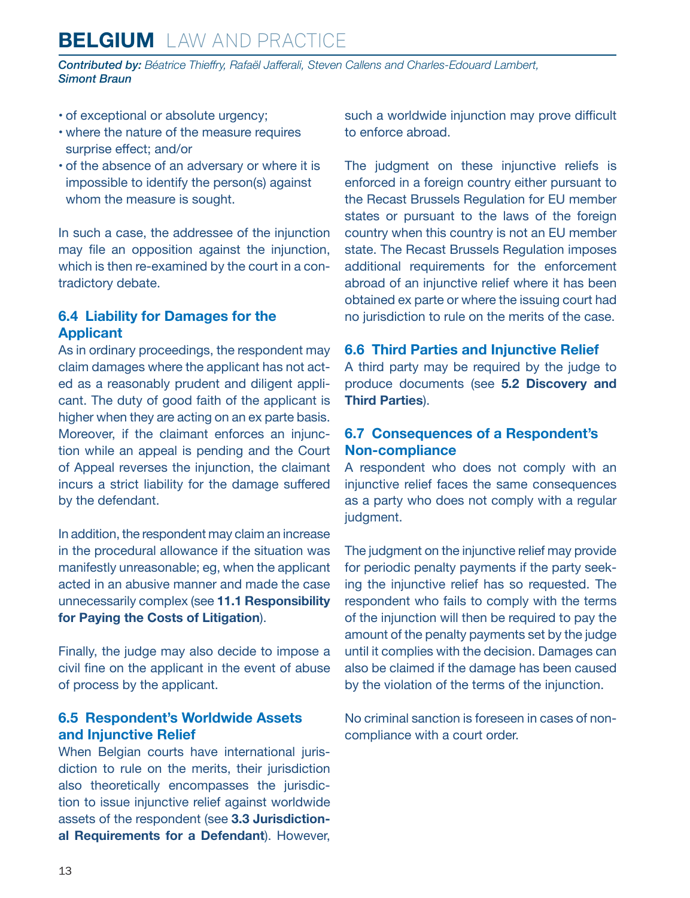- of exceptional or absolute urgency;
- where the nature of the measure requires surprise effect; and/or
- of the absence of an adversary or where it is impossible to identify the person(s) against whom the measure is sought.

In such a case, the addressee of the injunction may file an opposition against the injunction, which is then re-examined by the court in a contradictory debate.

### 6.4 Liability for Damages for the Applicant

As in ordinary proceedings, the respondent may claim damages where the applicant has not acted as a reasonably prudent and diligent applicant. The duty of good faith of the applicant is higher when they are acting on an ex parte basis. Moreover, if the claimant enforces an injunction while an appeal is pending and the Court of Appeal reverses the injunction, the claimant incurs a strict liability for the damage suffered by the defendant.

In addition, the respondent may claim an increase in the procedural allowance if the situation was manifestly unreasonable; eg, when the applicant acted in an abusive manner and made the case unnecessarily complex (see **11.1 Responsibility for Paying the Costs of Litigation**).

Finally, the judge may also decide to impose a civil fine on the applicant in the event of abuse of process by the applicant.

### 6.5 Respondent's Worldwide Assets and Injunctive Relief

When Belgian courts have international jurisdiction to rule on the merits, their jurisdiction also theoretically encompasses the jurisdiction to issue injunctive relief against worldwide assets of the respondent (see **3.3 Jurisdictional Requirements for a Defendant**). However, such a worldwide injunction may prove difficult to enforce abroad.

The judgment on these injunctive reliefs is enforced in a foreign country either pursuant to the Recast Brussels Regulation for EU member states or pursuant to the laws of the foreign country when this country is not an EU member state. The Recast Brussels Regulation imposes additional requirements for the enforcement abroad of an injunctive relief where it has been obtained ex parte or where the issuing court had no jurisdiction to rule on the merits of the case.

### 6.6 Third Parties and Injunctive Relief

A third party may be required by the judge to produce documents (see **5.2 Discovery and Third Parties**).

### 6.7 Consequences of a Respondent's Non-compliance

A respondent who does not comply with an injunctive relief faces the same consequences as a party who does not comply with a regular judgment.

The judgment on the injunctive relief may provide for periodic penalty payments if the party seeking the injunctive relief has so requested. The respondent who fails to comply with the terms of the injunction will then be required to pay the amount of the penalty payments set by the judge until it complies with the decision. Damages can also be claimed if the damage has been caused by the violation of the terms of the injunction.

No criminal sanction is foreseen in cases of non-compliance with a court order.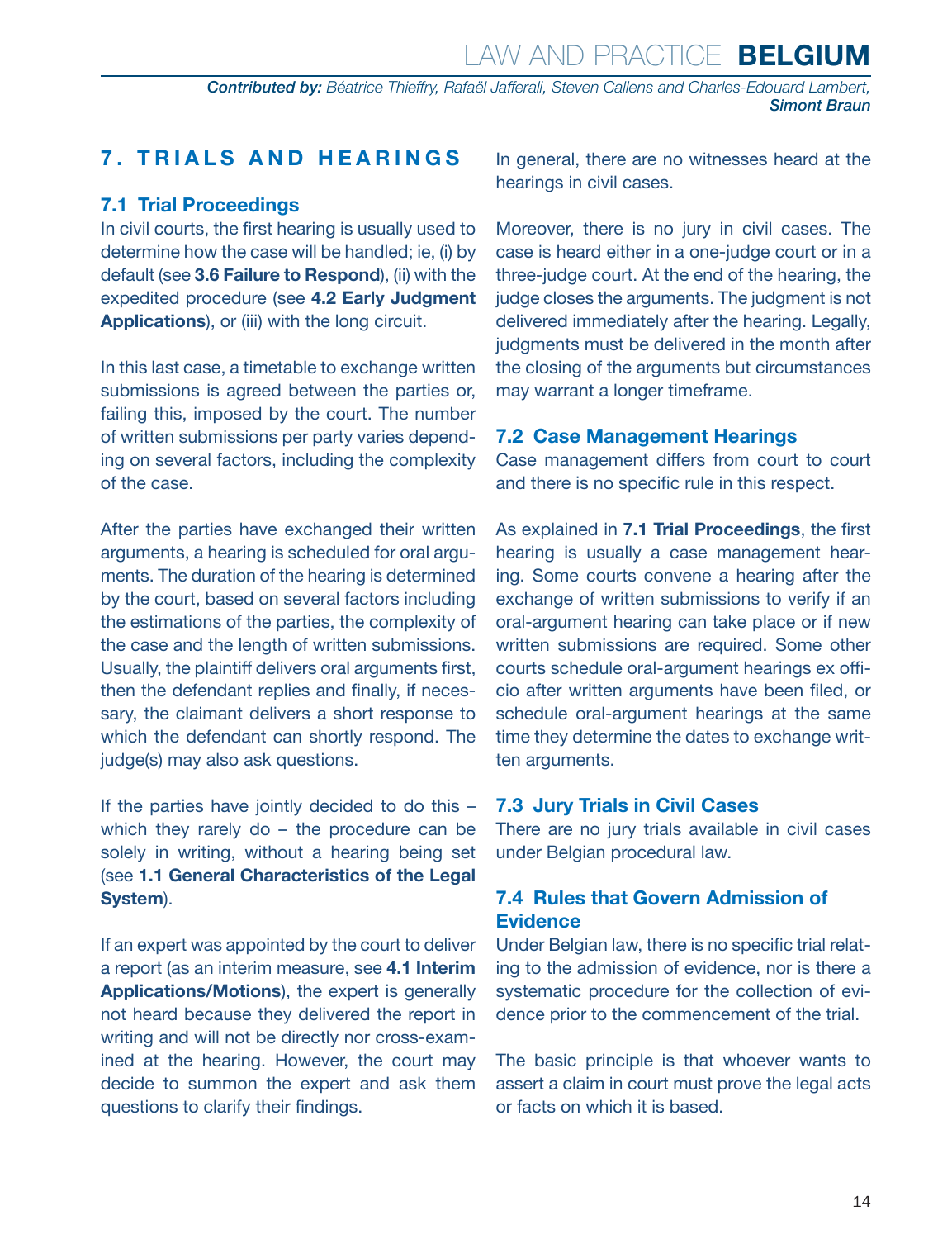## 7. TRIALS AND HEARINGS

### 7.1 Trial Proceedings

In civil courts, the first hearing is usually used to determine how the case will be handled; ie, (i) by default (see **3.6 Failure to Respond**), (ii) with the expedited procedure (see **4.2 Early Judgment Applications**), or (iii) with the long circuit.

In this last case, a timetable to exchange written submissions is agreed between the parties or, failing this, imposed by the court. The number of written submissions per party varies depending on several factors, including the complexity of the case.

After the parties have exchanged their written arguments, a hearing is scheduled for oral arguments. The duration of the hearing is determined by the court, based on several factors including the estimations of the parties, the complexity of the case and the length of written submissions. Usually, the plaintiff delivers oral arguments first, then the defendant replies and finally, if necessary, the claimant delivers a short response to which the defendant can shortly respond. The judge(s) may also ask questions.

If the parties have jointly decided to do this – which they rarely do – the procedure can be solely in writing, without a hearing being set (see **1.1 General Characteristics of the Legal System**).

If an expert was appointed by the court to deliver a report (as an interim measure, see **4.1 Interim Applications/Motions**), the expert is generally not heard because they delivered the report in writing and will not be directly nor cross-examined at the hearing. However, the court may decide to summon the expert and ask them questions to clarify their findings.

In general, there are no witnesses heard at the hearings in civil cases.

Moreover, there is no jury in civil cases. The case is heard either in a one-judge court or in a three-judge court. At the end of the hearing, the judge closes the arguments. The judgment is not delivered immediately after the hearing. Legally, judgments must be delivered in the month after the closing of the arguments but circumstances may warrant a longer timeframe.

### 7.2 Case Management Hearings

Case management differs from court to court and there is no specific rule in this respect.

As explained in **7.1 Trial Proceedings**, the first hearing is usually a case management hearing. Some courts convene a hearing after the exchange of written submissions to verify if an oral-argument hearing can take place or if new written submissions are required. Some other courts schedule oral-argument hearings ex officio after written arguments have been filed, or schedule oral-argument hearings at the same time they determine the dates to exchange written arguments.

### 7.3 Jury Trials in Civil Cases

There are no jury trials available in civil cases under Belgian procedural law.

### 7.4 Rules that Govern Admission of Evidence

Under Belgian law, there is no specific trial relating to the admission of evidence, nor is there a systematic procedure for the collection of evidence prior to the commencement of the trial.

The basic principle is that whoever wants to assert a claim in court must prove the legal acts or facts on which it is based.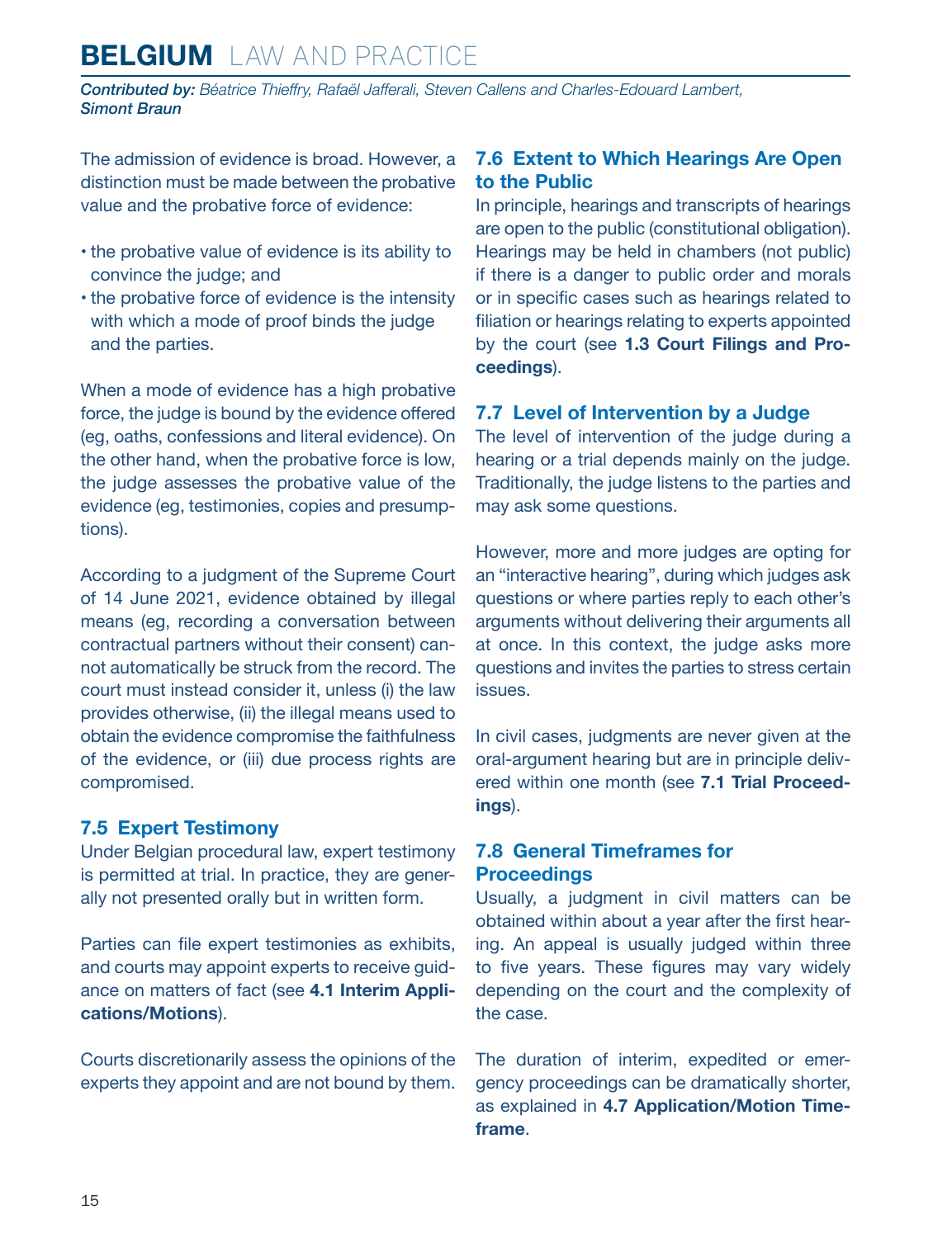The admission of evidence is broad. However, a distinction must be made between the probative value and the probative force of evidence:

- the probative value of evidence is its ability to convince the judge; and
- the probative force of evidence is the intensity with which a mode of proof binds the judge and the parties.

When a mode of evidence has a high probative force, the judge is bound by the evidence offered (eg, oaths, confessions and literal evidence). On the other hand, when the probative force is low, the judge assesses the probative value of the evidence (eg, testimonies, copies and presumptions).

According to a judgment of the Supreme Court of 14 June 2021, evidence obtained by illegal means (eg, recording a conversation between contractual partners without their consent) cannot automatically be struck from the record. The court must instead consider it, unless (i) the law provides otherwise, (ii) the illegal means used to obtain the evidence compromise the faithfulness of the evidence, or (iii) due process rights are compromised.

### 7.5 Expert Testimony

Under Belgian procedural law, expert testimony is permitted at trial. In practice, they are generally not presented orally but in written form.

Parties can file expert testimonies as exhibits, and courts may appoint experts to receive guidance on matters of fact (see **4.1 Interim Applications/Motions**).

Courts discretionarily assess the opinions of the experts they appoint and are not bound by them.

### 7.6 Extent to Which Hearings Are Open to the Public

In principle, hearings and transcripts of hearings are open to the public (constitutional obligation). Hearings may be held in chambers (not public) if there is a danger to public order and morals or in specific cases such as hearings related to filiation or hearings relating to experts appointed by the court (see **1.3 Court Filings and Proceedings**).

### 7.7 Level of Intervention by a Judge

The level of intervention of the judge during a hearing or a trial depends mainly on the judge. Traditionally, the judge listens to the parties and may ask some questions.

However, more and more judges are opting for an "interactive hearing", during which judges ask questions or where parties reply to each other's arguments without delivering their arguments all at once. In this context, the judge asks more questions and invites the parties to stress certain issues.

In civil cases, judgments are never given at the oral-argument hearing but are in principle delivered within one month (see **7.1 Trial Proceedings**).

### 7.8 General Timeframes for Proceedings

Usually, a judgment in civil matters can be obtained within about a year after the first hearing. An appeal is usually judged within three to five years. These figures may vary widely depending on the court and the complexity of the case.

The duration of interim, expedited or emergency proceedings can be dramatically shorter, as explained in **4.7 Application/Motion Timeframe**.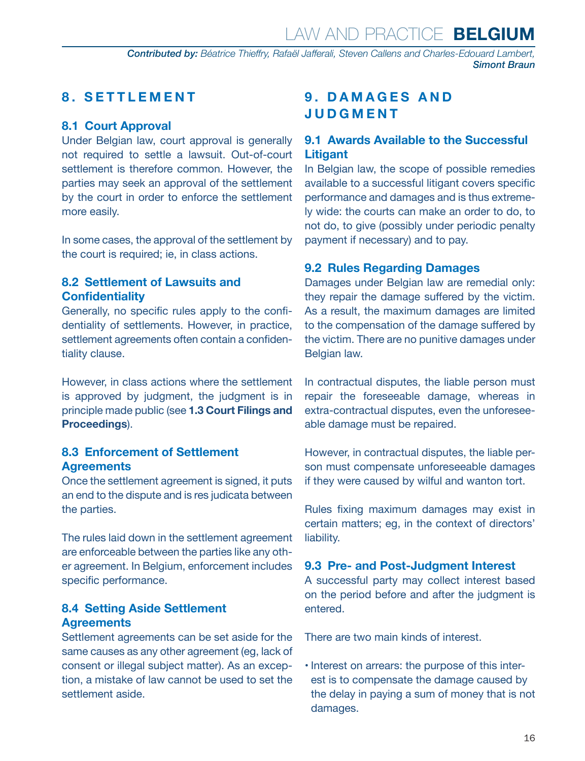## 8. SETTLEMENT

### 8.1 Court Approval

Under Belgian law, court approval is generally not required to settle a lawsuit. Out-of-court settlement is therefore common. However, the parties may seek an approval of the settlement by the court in order to enforce the settlement more easily.

In some cases, the approval of the settlement by the court is required; ie, in class actions.

### 8.2 Settlement of Lawsuits and Confidentiality

Generally, no specific rules apply to the confidentiality of settlements. However, in practice, settlement agreements often contain a confidentiality clause.

However, in class actions where the settlement is approved by judgment, the judgment is in principle made public (see **1.3 Court Filings and Proceedings**).

### 8.3 Enforcement of Settlement Agreements

Once the settlement agreement is signed, it puts an end to the dispute and is res judicata between the parties.

The rules laid down in the settlement agreement are enforceable between the parties like any other agreement. In Belgium, enforcement includes specific performance.

### 8.4 Setting Aside Settlement Agreements

Settlement agreements can be set aside for the same causes as any other agreement (eg, lack of consent or illegal subject matter). As an exception, a mistake of law cannot be used to set the settlement aside.

## 9. DAMAGES AND JUDGMENT

### 9.1 Awards Available to the Successful Litigant

In Belgian law, the scope of possible remedies available to a successful litigant covers specific performance and damages and is thus extremely wide: the courts can make an order to do, to not do, to give (possibly under periodic penalty payment if necessary) and to pay.

### 9.2 Rules Regarding Damages

Damages under Belgian law are remedial only: they repair the damage suffered by the victim. As a result, the maximum damages are limited to the compensation of the damage suffered by the victim. There are no punitive damages under Belgian law.

In contractual disputes, the liable person must repair the foreseeable damage, whereas in extra-contractual disputes, even the unforeseeable damage must be repaired.

However, in contractual disputes, the liable person must compensate unforeseeable damages if they were caused by wilful and wanton tort.

Rules fixing maximum damages may exist in certain matters; eg, in the context of directors' liability.

### 9.3 Pre- and Post-Judgment Interest

A successful party may collect interest based on the period before and after the judgment is entered.

There are two main kinds of interest.

- Interest on arrears: the purpose of this interest is to compensate the damage caused by the delay in paying a sum of money that is not damages.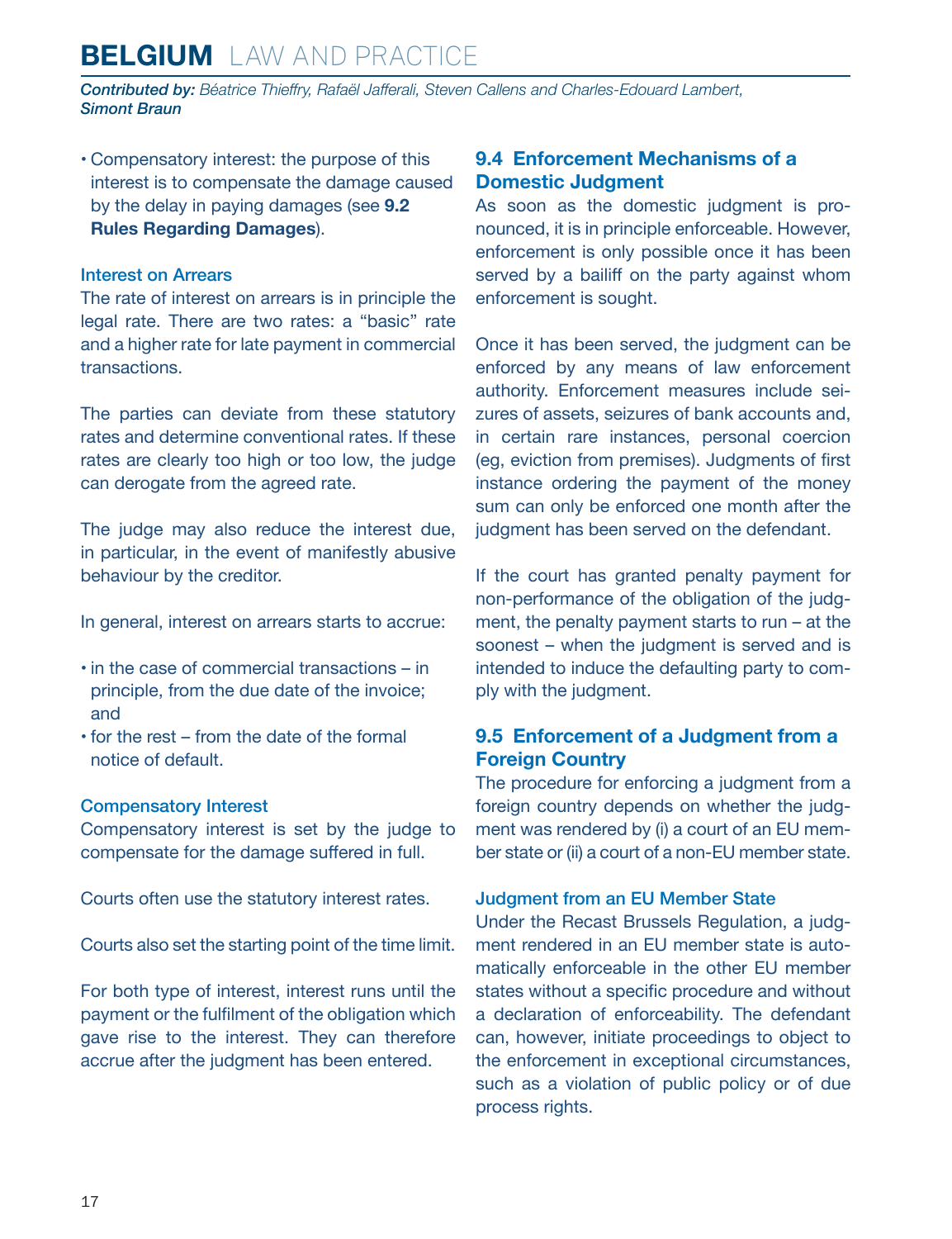- Compensatory interest: the purpose of this interest is to compensate the damage caused by the delay in paying damages (see **9.2 Rules Regarding Damages**).

### Interest on Arrears

The rate of interest on arrears is in principle the legal rate. There are two rates: a "basic" rate and a higher rate for late payment in commercial transactions.

The parties can deviate from these statutory rates and determine conventional rates. If these rates are clearly too high or too low, the judge can derogate from the agreed rate.

The judge may also reduce the interest due, in particular, in the event of manifestly abusive behaviour by the creditor.

In general, interest on arrears starts to accrue:

- in the case of commercial transactions – in principle, from the due date of the invoice; and
- for the rest – from the date of the formal notice of default.

### Compensatory Interest

Compensatory interest is set by the judge to compensate for the damage suffered in full.

Courts often use the statutory interest rates.

Courts also set the starting point of the time limit.

For both type of interest, interest runs until the payment or the fulfilment of the obligation which gave rise to the interest. They can therefore accrue after the judgment has been entered.

## 9.4 Enforcement Mechanisms of a Domestic Judgment

As soon as the domestic judgment is pronounced, it is in principle enforceable. However, enforcement is only possible once it has been served by a bailiff on the party against whom enforcement is sought.

Once it has been served, the judgment can be enforced by any means of law enforcement authority. Enforcement measures include seizures of assets, seizures of bank accounts and, in certain rare instances, personal coercion (eg, eviction from premises). Judgments of first instance ordering the payment of the money sum can only be enforced one month after the judgment has been served on the defendant.

If the court has granted penalty payment for non-performance of the obligation of the judgment, the penalty payment starts to run – at the soonest – when the judgment is served and is intended to induce the defaulting party to comply with the judgment.

## 9.5 Enforcement of a Judgment from a Foreign Country

The procedure for enforcing a judgment from a foreign country depends on whether the judgment was rendered by (i) a court of an EU member state or (ii) a court of a non-EU member state.

### Judgment from an EU Member State

Under the Recast Brussels Regulation, a judgment rendered in an EU member state is automatically enforceable in the other EU member states without a specific procedure and without a declaration of enforceability. The defendant can, however, initiate proceedings to object to the enforcement in exceptional circumstances, such as a violation of public policy or of due process rights.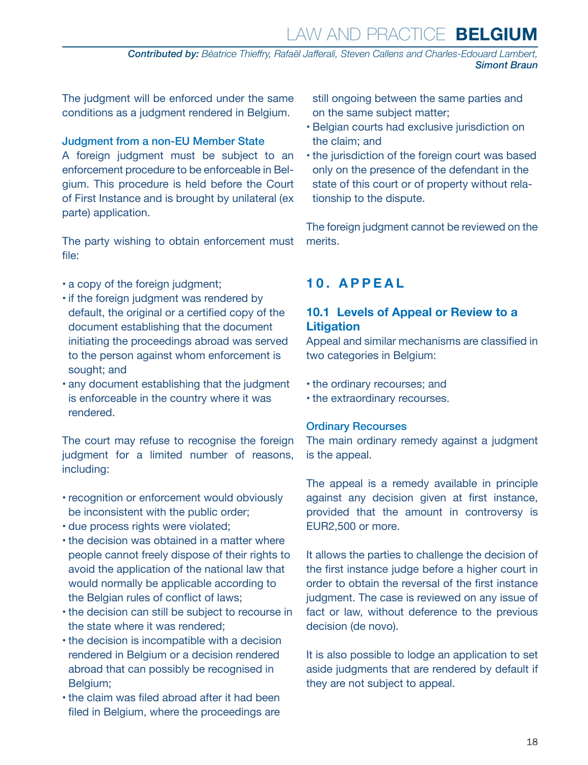The judgment will be enforced under the same conditions as a judgment rendered in Belgium.

### Judgment from a non-EU Member State

A foreign judgment must be subject to an enforcement procedure to be enforceable in Belgium. This procedure is held before the Court of First Instance and is brought by unilateral (ex parte) application.

The party wishing to obtain enforcement must file:

- a copy of the foreign judgment;
- if the foreign judgment was rendered by default, the original or a certified copy of the document establishing that the document initiating the proceedings abroad was served to the person against whom enforcement is sought; and
- any document establishing that the judgment is enforceable in the country where it was rendered.

The court may refuse to recognise the foreign judgment for a limited number of reasons, including:

- recognition or enforcement would obviously be inconsistent with the public order;
- due process rights were violated;
- the decision was obtained in a matter where people cannot freely dispose of their rights to avoid the application of the national law that would normally be applicable according to the Belgian rules of conflict of laws;
- the decision can still be subject to recourse in the state where it was rendered;
- the decision is incompatible with a decision rendered in Belgium or a decision rendered abroad that can possibly be recognised in Belgium;
- the claim was filed abroad after it had been filed in Belgium, where the proceedings are still ongoing between the same parties and on the same subject matter;
- Belgian courts had exclusive jurisdiction on the claim; and
- the jurisdiction of the foreign court was based only on the presence of the defendant in the state of this court or of property without relationship to the dispute.

The foreign judgment cannot be reviewed on the merits.

# 10. APPEAL

## 10.1 Levels of Appeal or Review to a Litigation

Appeal and similar mechanisms are classified in two categories in Belgium:

- the ordinary recourses; and
- the extraordinary recourses.

### Ordinary Recourses

The main ordinary remedy against a judgment is the appeal.

The appeal is a remedy available in principle against any decision given at first instance, provided that the amount in controversy is EUR2,500 or more.

It allows the parties to challenge the decision of the first instance judge before a higher court in order to obtain the reversal of the first instance judgment. The case is reviewed on any issue of fact or law, without deference to the previous decision (de novo).

It is also possible to lodge an application to set aside judgments that are rendered by default if they are not subject to appeal.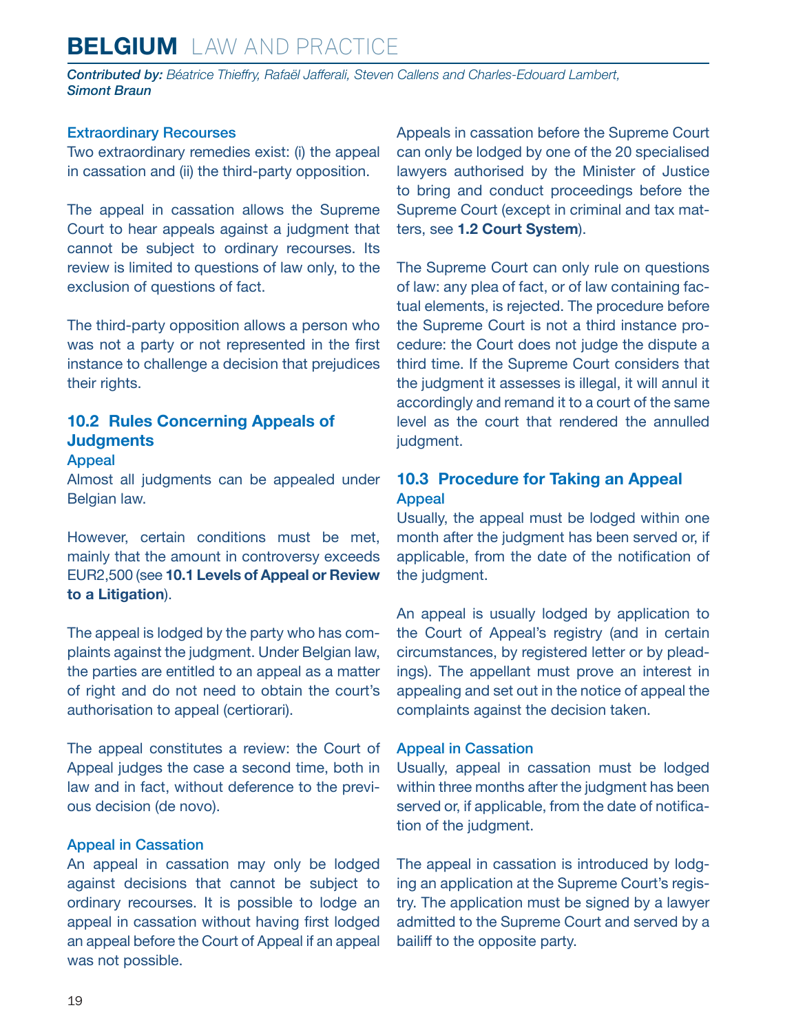### Extraordinary Recourses

Two extraordinary remedies exist: (i) the appeal in cassation and (ii) the third-party opposition.

The appeal in cassation allows the Supreme Court to hear appeals against a judgment that cannot be subject to ordinary recourses. Its review is limited to questions of law only, to the exclusion of questions of fact.

The third-party opposition allows a person who was not a party or not represented in the first instance to challenge a decision that prejudices their rights.

## 10.2 Rules Concerning Appeals of Judgments

### Appeal

Almost all judgments can be appealed under Belgian law.

However, certain conditions must be met, mainly that the amount in controversy exceeds EUR2,500 (see **10.1 Levels of Appeal or Review to a Litigation**).

The appeal is lodged by the party who has complaints against the judgment. Under Belgian law, the parties are entitled to an appeal as a matter of right and do not need to obtain the court's authorisation to appeal (certiorari).

The appeal constitutes a review: the Court of Appeal judges the case a second time, both in law and in fact, without deference to the previous decision (de novo).

### Appeal in Cassation

An appeal in cassation may only be lodged against decisions that cannot be subject to ordinary recourses. It is possible to lodge an appeal in cassation without having first lodged an appeal before the Court of Appeal if an appeal was not possible.

Appeals in cassation before the Supreme Court can only be lodged by one of the 20 specialised lawyers authorised by the Minister of Justice to bring and conduct proceedings before the Supreme Court (except in criminal and tax matters, see **1.2 Court System**).

The Supreme Court can only rule on questions of law: any plea of fact, or of law containing factual elements, is rejected. The procedure before the Supreme Court is not a third instance procedure: the Court does not judge the dispute a third time. If the Supreme Court considers that the judgment it assesses is illegal, it will annul it accordingly and remand it to a court of the same level as the court that rendered the annulled judgment.

## 10.3 Procedure for Taking an Appeal

### Appeal

Usually, the appeal must be lodged within one month after the judgment has been served or, if applicable, from the date of the notification of the judgment.

An appeal is usually lodged by application to the Court of Appeal's registry (and in certain circumstances, by registered letter or by pleadings). The appellant must prove an interest in appealing and set out in the notice of appeal the complaints against the decision taken.

### Appeal in Cassation

Usually, appeal in cassation must be lodged within three months after the judgment has been served or, if applicable, from the date of notification of the judgment.

The appeal in cassation is introduced by lodging an application at the Supreme Court's registry. The application must be signed by a lawyer admitted to the Supreme Court and served by a bailiff to the opposite party.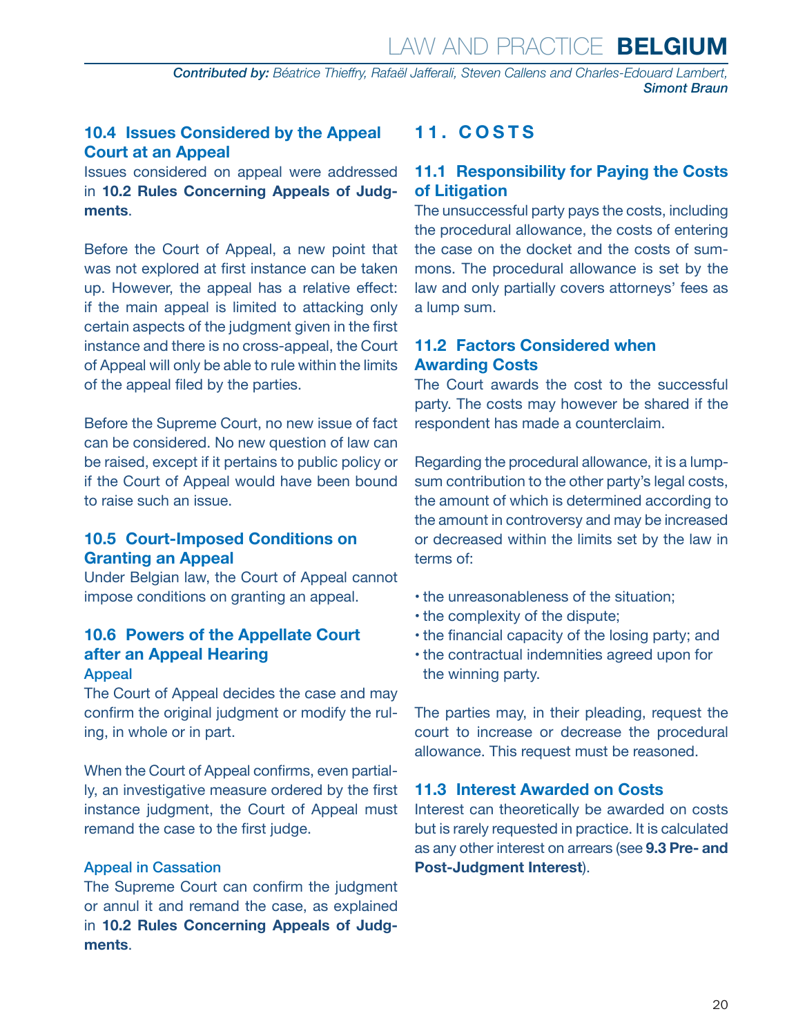### 10.4 Issues Considered by the Appeal Court at an Appeal

Issues considered on appeal were addressed in **10.2 Rules Concerning Appeals of Judgments**.

Before the Court of Appeal, a new point that was not explored at first instance can be taken up. However, the appeal has a relative effect: if the main appeal is limited to attacking only certain aspects of the judgment given in the first instance and there is no cross-appeal, the Court of Appeal will only be able to rule within the limits of the appeal filed by the parties.

Before the Supreme Court, no new issue of fact can be considered. No new question of law can be raised, except if it pertains to public policy or if the Court of Appeal would have been bound to raise such an issue.

### 10.5 Court-Imposed Conditions on Granting an Appeal

Under Belgian law, the Court of Appeal cannot impose conditions on granting an appeal.

### 10.6 Powers of the Appellate Court after an Appeal Hearing

#### Appeal

The Court of Appeal decides the case and may confirm the original judgment or modify the ruling, in whole or in part.

When the Court of Appeal confirms, even partially, an investigative measure ordered by the first instance judgment, the Court of Appeal must remand the case to the first judge.

#### Appeal in Cassation

The Supreme Court can confirm the judgment or annul it and remand the case, as explained in **10.2 Rules Concerning Appeals of Judgments**.

## 11. COSTS

### 11.1 Responsibility for Paying the Costs of Litigation

The unsuccessful party pays the costs, including the procedural allowance, the costs of entering the case on the docket and the costs of summons. The procedural allowance is set by the law and only partially covers attorneys' fees as a lump sum.

### 11.2 Factors Considered when Awarding Costs

The Court awards the cost to the successful party. The costs may however be shared if the respondent has made a counterclaim.

Regarding the procedural allowance, it is a lump-sum contribution to the other party's legal costs, the amount of which is determined according to the amount in controversy and may be increased or decreased within the limits set by the law in terms of:

- the unreasonableness of the situation;
- the complexity of the dispute;
- the financial capacity of the losing party; and
- the contractual indemnities agreed upon for the winning party.

The parties may, in their pleading, request the court to increase or decrease the procedural allowance. This request must be reasoned.

### 11.3 Interest Awarded on Costs

Interest can theoretically be awarded on costs but is rarely requested in practice. It is calculated as any other interest on arrears (see **9.3 Pre- and Post-Judgment Interest**).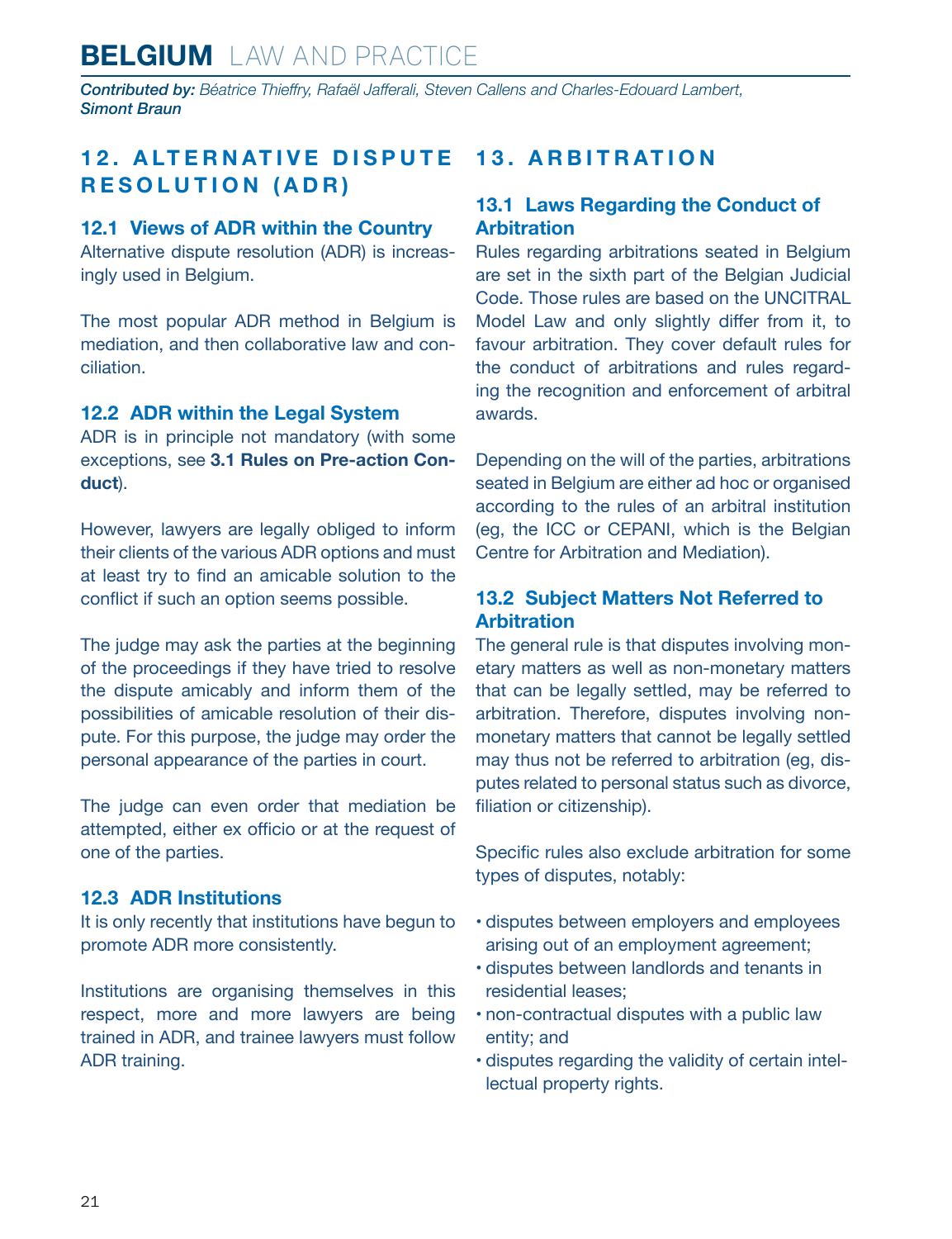## 12. ALTERNATIVE DISPUTE RESOLUTION (ADR)

### 12.1 Views of ADR within the Country

Alternative dispute resolution (ADR) is increasingly used in Belgium.

The most popular ADR method in Belgium is mediation, and then collaborative law and conciliation.

### 12.2 ADR within the Legal System

ADR is in principle not mandatory (with some exceptions, see **3.1 Rules on Pre-action Conduct**).

However, lawyers are legally obliged to inform their clients of the various ADR options and must at least try to find an amicable solution to the conflict if such an option seems possible.

The judge may ask the parties at the beginning of the proceedings if they have tried to resolve the dispute amicably and inform them of the possibilities of amicable resolution of their dispute. For this purpose, the judge may order the personal appearance of the parties in court.

The judge can even order that mediation be attempted, either ex officio or at the request of one of the parties.

### 12.3 ADR Institutions

It is only recently that institutions have begun to promote ADR more consistently.

Institutions are organising themselves in this respect, more and more lawyers are being trained in ADR, and trainee lawyers must follow ADR training.

## 13. ARBITRATION

### 13.1 Laws Regarding the Conduct of Arbitration

Rules regarding arbitrations seated in Belgium are set in the sixth part of the Belgian Judicial Code. Those rules are based on the UNCITRAL Model Law and only slightly differ from it, to favour arbitration. They cover default rules for the conduct of arbitrations and rules regarding the recognition and enforcement of arbitral awards.

Depending on the will of the parties, arbitrations seated in Belgium are either ad hoc or organised according to the rules of an arbitral institution (eg, the ICC or CEPANI, which is the Belgian Centre for Arbitration and Mediation).

### 13.2 Subject Matters Not Referred to Arbitration

The general rule is that disputes involving monetary matters as well as non-monetary matters that can be legally settled, may be referred to arbitration. Therefore, disputes involving non-monetary matters that cannot be legally settled may thus not be referred to arbitration (eg, disputes related to personal status such as divorce, filiation or citizenship).

Specific rules also exclude arbitration for some types of disputes, notably:

- disputes between employers and employees arising out of an employment agreement;
- disputes between landlords and tenants in residential leases;
- non-contractual disputes with a public law entity; and
- disputes regarding the validity of certain intellectual property rights.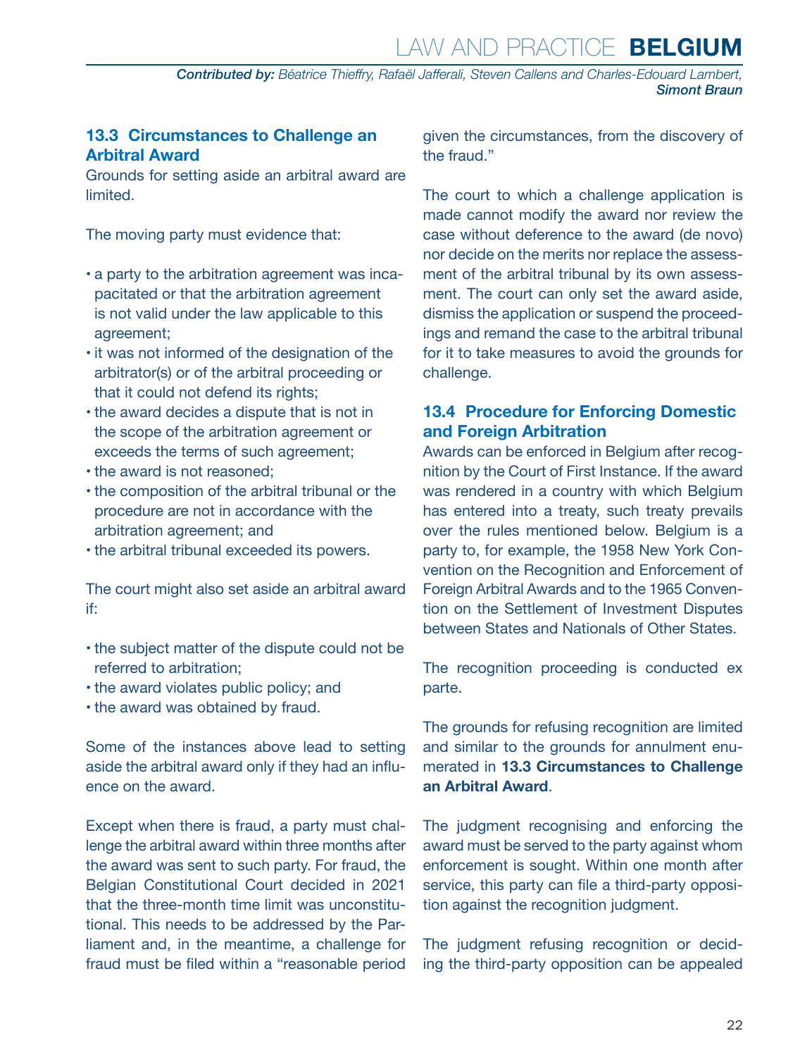### 13.3 Circumstances to Challenge an Arbitral Award

Grounds for setting aside an arbitral award are limited.

The moving party must evidence that:

- a party to the arbitration agreement was incapacitated or that the arbitration agreement is not valid under the law applicable to this agreement;
- it was not informed of the designation of the arbitrator(s) or of the arbitral proceeding or that it could not defend its rights;
- the award decides a dispute that is not in the scope of the arbitration agreement or exceeds the terms of such agreement;
- the award is not reasoned;
- the composition of the arbitral tribunal or the procedure are not in accordance with the arbitration agreement; and
- the arbitral tribunal exceeded its powers.

The court might also set aside an arbitral award if:

- the subject matter of the dispute could not be referred to arbitration;
- the award violates public policy; and
- the award was obtained by fraud.

Some of the instances above lead to setting aside the arbitral award only if they had an influence on the award.

Except when there is fraud, a party must challenge the arbitral award within three months after the award was sent to such party. For fraud, the Belgian Constitutional Court decided in 2021 that the three-month time limit was unconstitutional. This needs to be addressed by the Parliament and, in the meantime, a challenge for fraud must be filed within a "reasonable period given the circumstances, from the discovery of the fraud."

The court to which a challenge application is made cannot modify the award nor review the case without deference to the award (de novo) nor decide on the merits nor replace the assessment of the arbitral tribunal by its own assessment. The court can only set the award aside, dismiss the application or suspend the proceedings and remand the case to the arbitral tribunal for it to take measures to avoid the grounds for challenge.

### 13.4 Procedure for Enforcing Domestic and Foreign Arbitration

Awards can be enforced in Belgium after recognition by the Court of First Instance. If the award was rendered in a country with which Belgium has entered into a treaty, such treaty prevails over the rules mentioned below. Belgium is a party to, for example, the 1958 New York Convention on the Recognition and Enforcement of Foreign Arbitral Awards and to the 1965 Convention on the Settlement of Investment Disputes between States and Nationals of Other States.

The recognition proceeding is conducted ex parte.

The grounds for refusing recognition are limited and similar to the grounds for annulment enumerated in **13.3 Circumstances to Challenge an Arbitral Award**.

The judgment recognising and enforcing the award must be served to the party against whom enforcement is sought. Within one month after service, this party can file a third-party opposition against the recognition judgment.

The judgment refusing recognition or deciding the third-party opposition can be appealed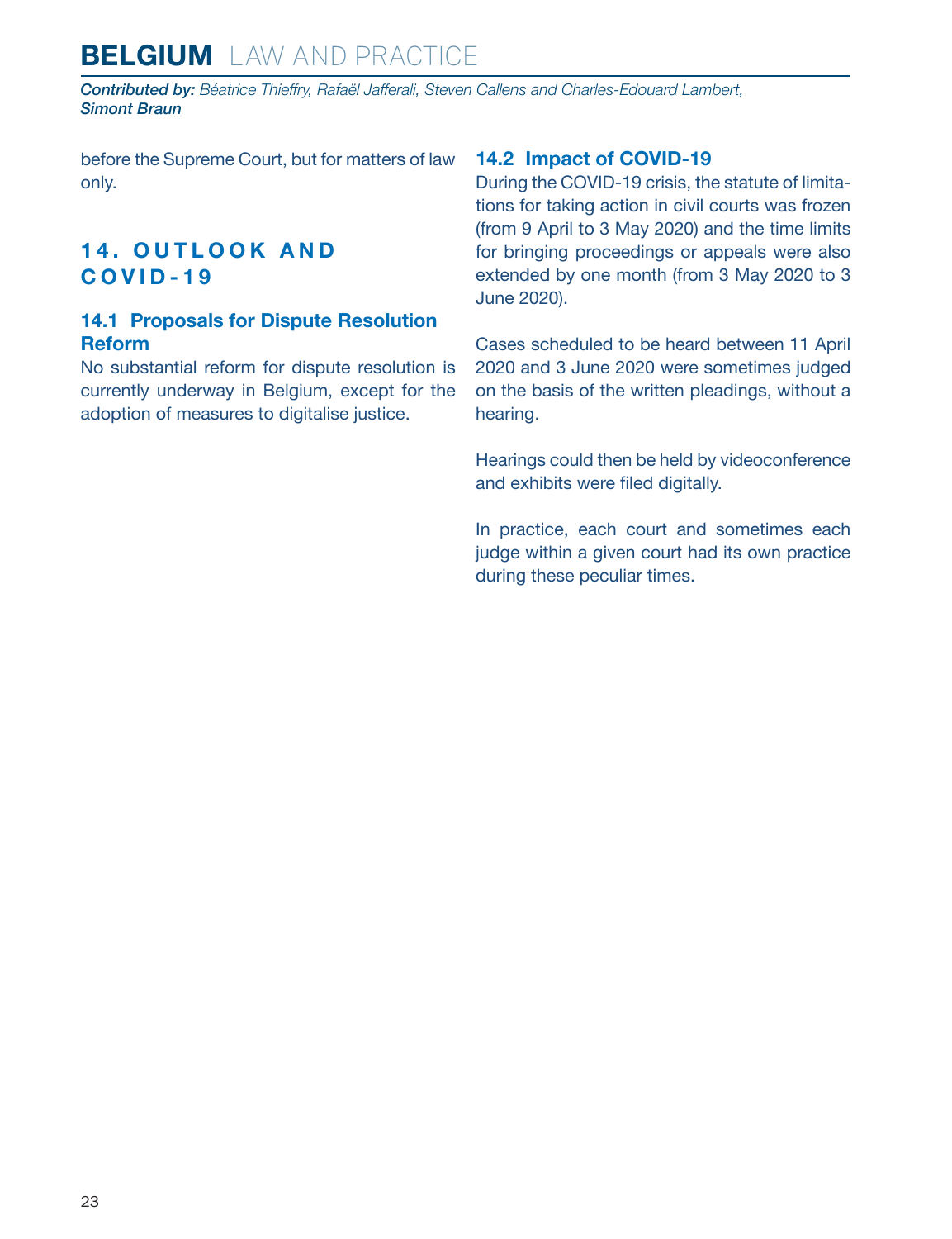before the Supreme Court, but for matters of law only.

## 14. OUTLOOK AND COVID-19

### 14.1 Proposals for Dispute Resolution Reform

No substantial reform for dispute resolution is currently underway in Belgium, except for the adoption of measures to digitalise justice.

### 14.2 Impact of COVID-19

During the COVID-19 crisis, the statute of limitations for taking action in civil courts was frozen (from 9 April to 3 May 2020) and the time limits for bringing proceedings or appeals were also extended by one month (from 3 May 2020 to 3 June 2020).

Cases scheduled to be heard between 11 April 2020 and 3 June 2020 were sometimes judged on the basis of the written pleadings, without a hearing.

Hearings could then be held by videoconference and exhibits were filed digitally.

In practice, each court and sometimes each judge within a given court had its own practice during these peculiar times.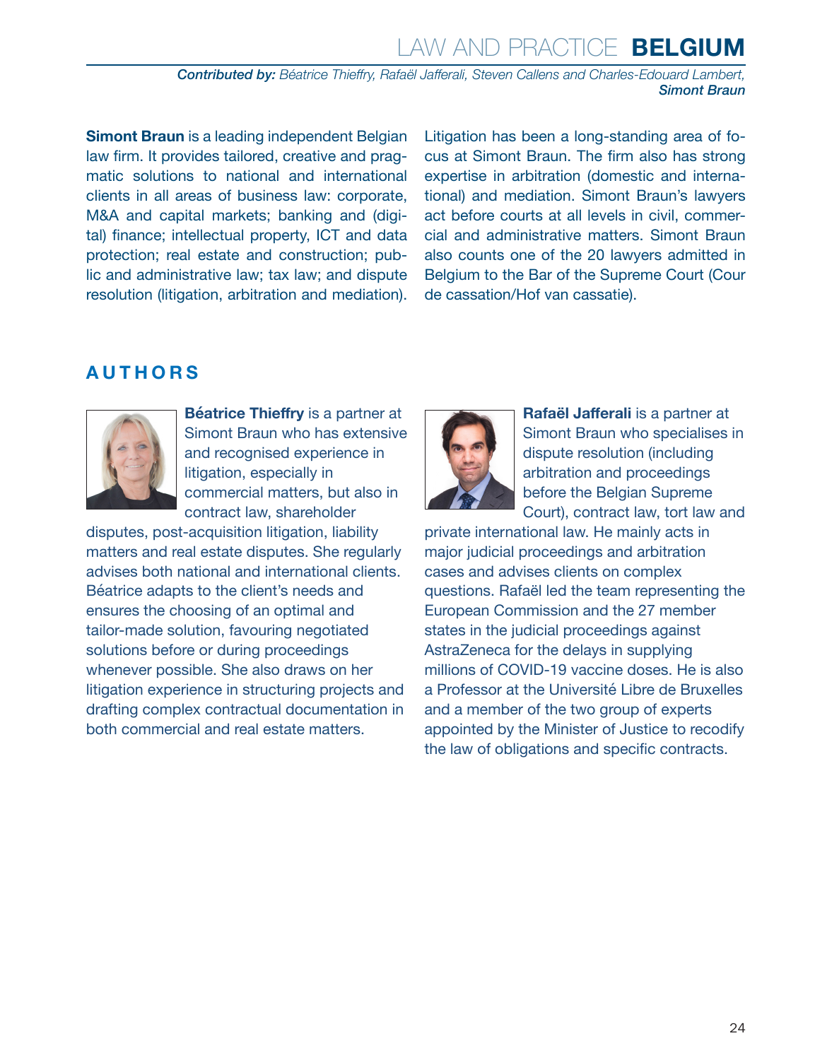*Contributed by: Béatrice Thieffry, Rafaël Jafferali, Steven Callens and Charles-Edouard Lambert,* ***Simont Braun***

**Simont Braun** is a leading independent Belgian law firm. It provides tailored, creative and pragmatic solutions to national and international clients in all areas of business law: corporate, M&A and capital markets; banking and (digital) finance; intellectual property, ICT and data protection; real estate and construction; public and administrative law; tax law; and dispute resolution (litigation, arbitration and mediation). Litigation has been a long-standing area of focus at Simont Braun. The firm also has strong expertise in arbitration (domestic and international) and mediation. Simont Braun's lawyers act before courts at all levels in civil, commercial and administrative matters. Simont Braun also counts one of the 20 lawyers admitted in Belgium to the Bar of the Supreme Court (Cour de cassation/Hof van cassatie).

## AUTHORS

**Béatrice Thieffry** is a partner at Simont Braun who has extensive and recognised experience in litigation, especially in commercial matters, but also in contract law, shareholder disputes, post-acquisition litigation, liability matters and real estate disputes. She regularly advises both national and international clients. Béatrice adapts to the client's needs and ensures the choosing of an optimal and tailor-made solution, favouring negotiated solutions before or during proceedings whenever possible. She also draws on her litigation experience in structuring projects and drafting complex contractual documentation in both commercial and real estate matters.

**Rafaël Jafferali** is a partner at Simont Braun who specialises in dispute resolution (including arbitration and proceedings before the Belgian Supreme Court), contract law, tort law and private international law. He mainly acts in major judicial proceedings and arbitration cases and advises clients on complex questions. Rafaël led the team representing the European Commission and the 27 member states in the judicial proceedings against AstraZeneca for the delays in supplying millions of COVID-19 vaccine doses. He is also a Professor at the Université Libre de Bruxelles and a member of the two group of experts appointed by the Minister of Justice to recodify the law of obligations and specific contracts.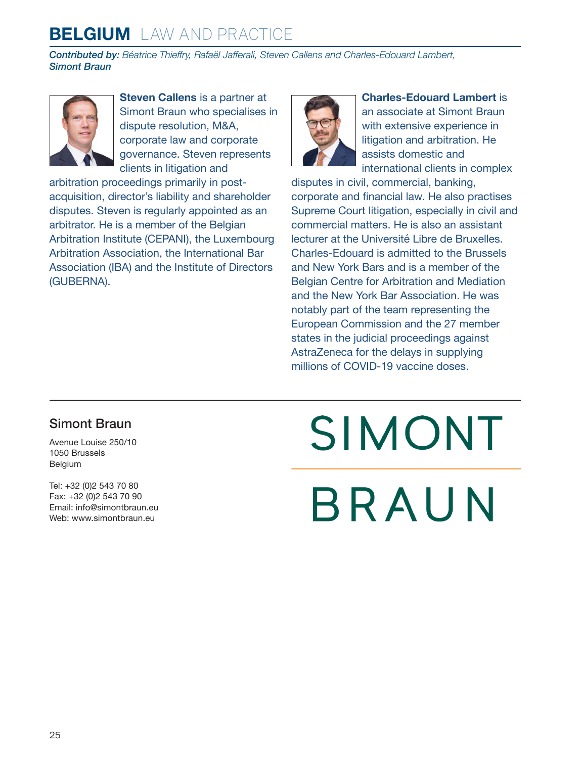**Steven Callens** is a partner at Simont Braun who specialises in dispute resolution, M&A, corporate law and corporate governance. Steven represents clients in litigation and arbitration proceedings primarily in post-acquisition, director's liability and shareholder disputes. Steven is regularly appointed as an arbitrator. He is a member of the Belgian Arbitration Institute (CEPANI), the Luxembourg Arbitration Association, the International Bar Association (IBA) and the Institute of Directors (GUBERNA).

**Charles-Edouard Lambert** is an associate at Simont Braun with extensive experience in litigation and arbitration. He assists domestic and international clients in complex disputes in civil, commercial, banking, corporate and financial law. He also practises Supreme Court litigation, especially in civil and commercial matters. He is also an assistant lecturer at the Université Libre de Bruxelles. Charles-Edouard is admitted to the Brussels and New York Bars and is a member of the Belgian Centre for Arbitration and Mediation and the New York Bar Association. He was notably part of the team representing the European Commission and the 27 member states in the judicial proceedings against AstraZeneca for the delays in supplying millions of COVID-19 vaccine doses.

## Simont Braun

Avenue Louise 250/10
1050 Brussels
Belgium

Tel: +32 (0)2 543 70 80
Fax: +32 (0)2 543 70 90
Email: info@simontbraun.eu
Web: www.simontbraun.eu

SIMONT BRAUN